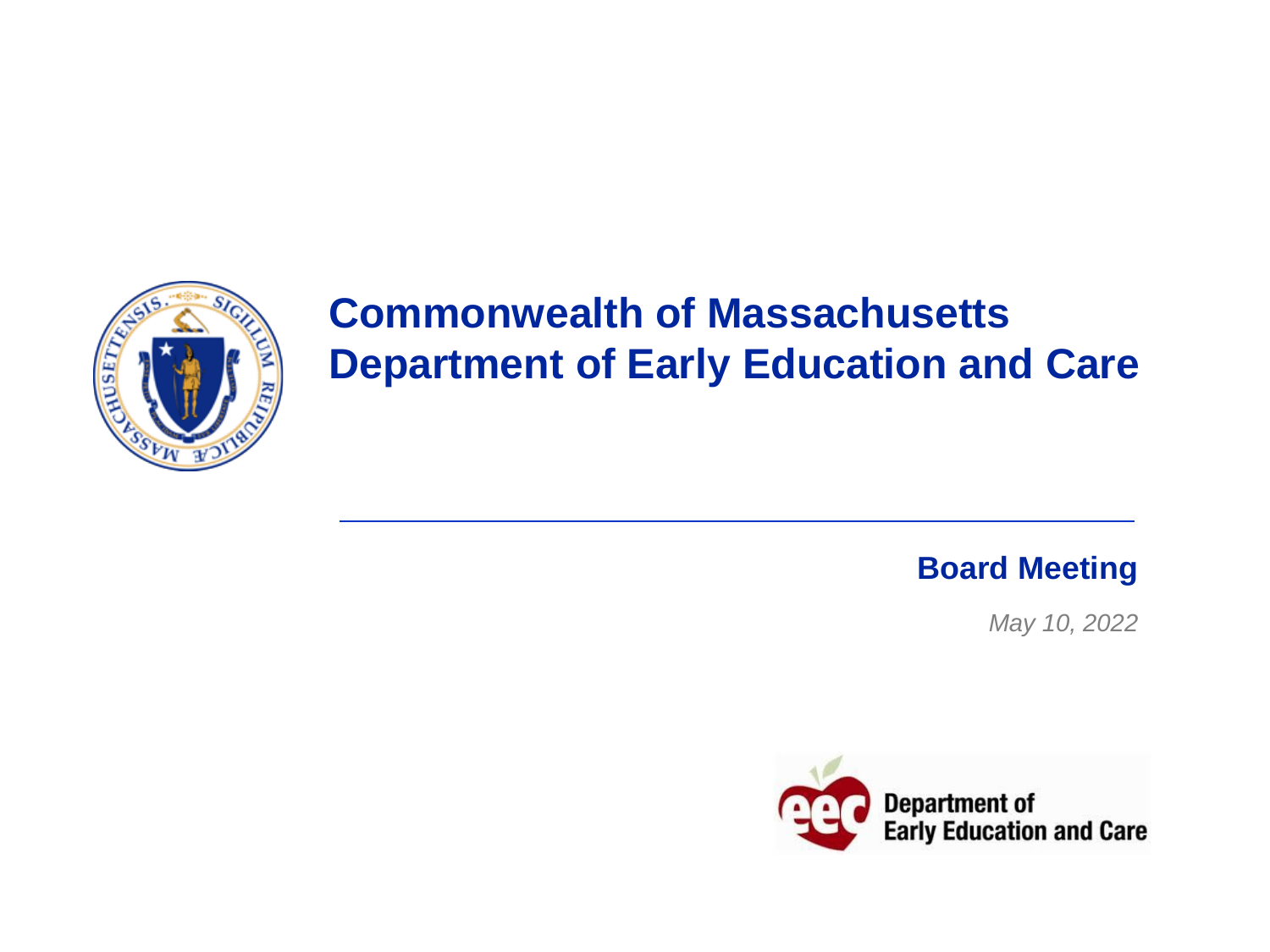# Commonwealth of Massachusetts
# Department of Early Education and Care

## Board Meeting

*May 10, 2022*

Department of Early Education and Care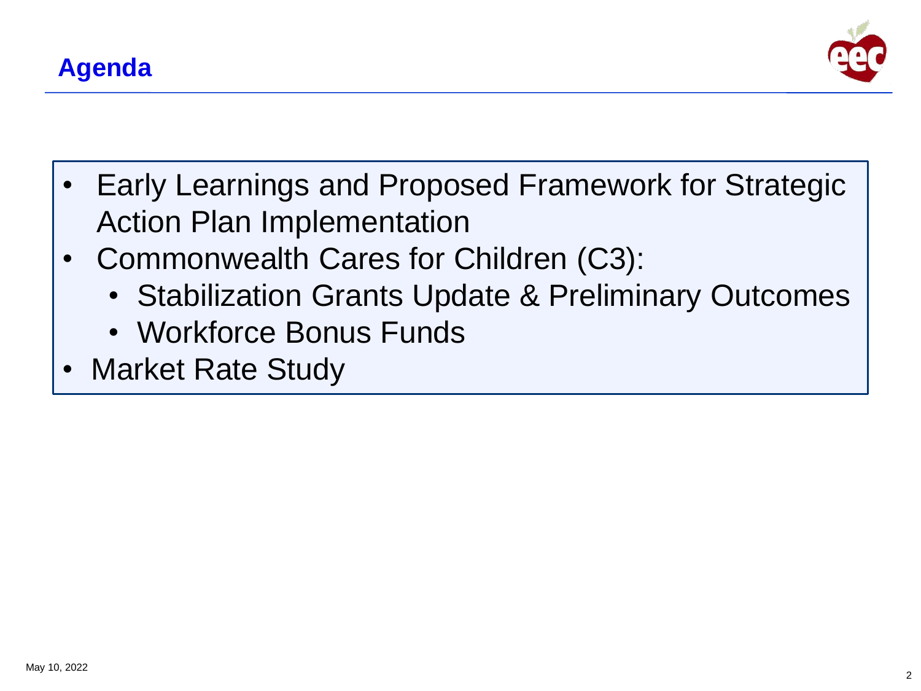## Agenda

- Early Learnings and Proposed Framework for Strategic Action Plan Implementation
- Commonwealth Cares for Children (C3):
  - Stabilization Grants Update & Preliminary Outcomes
  - Workforce Bonus Funds
- Market Rate Study

May 10, 2022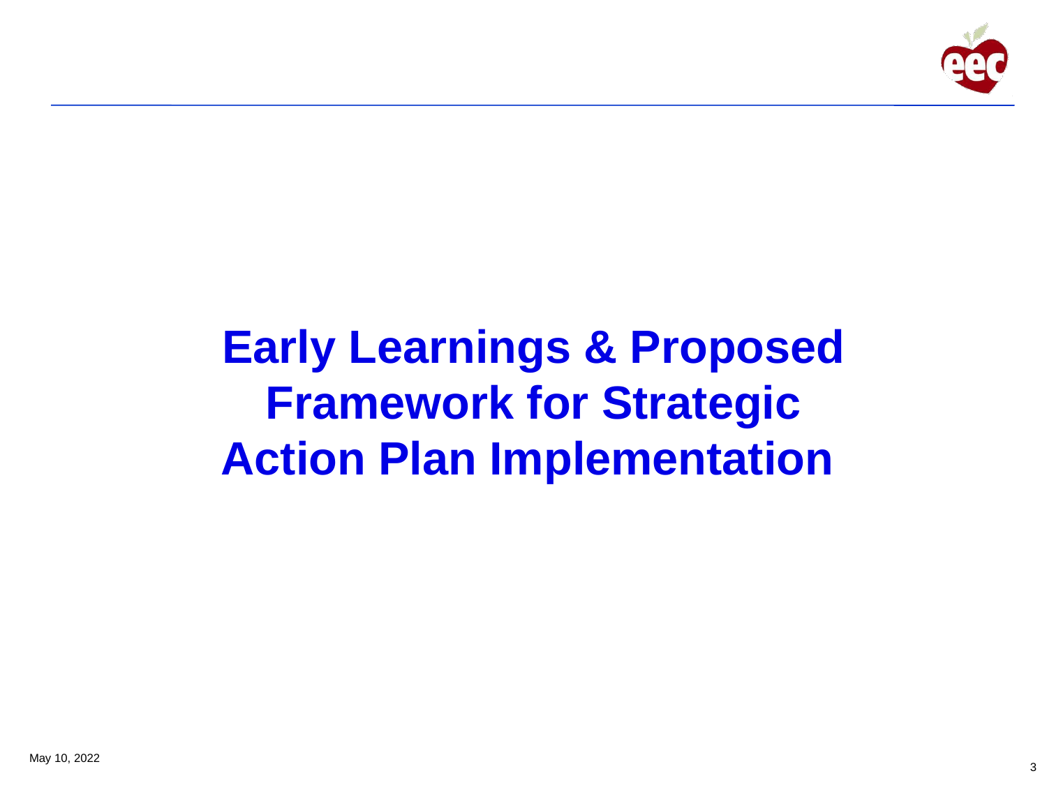# Early Learnings & Proposed Framework for Strategic Action Plan Implementation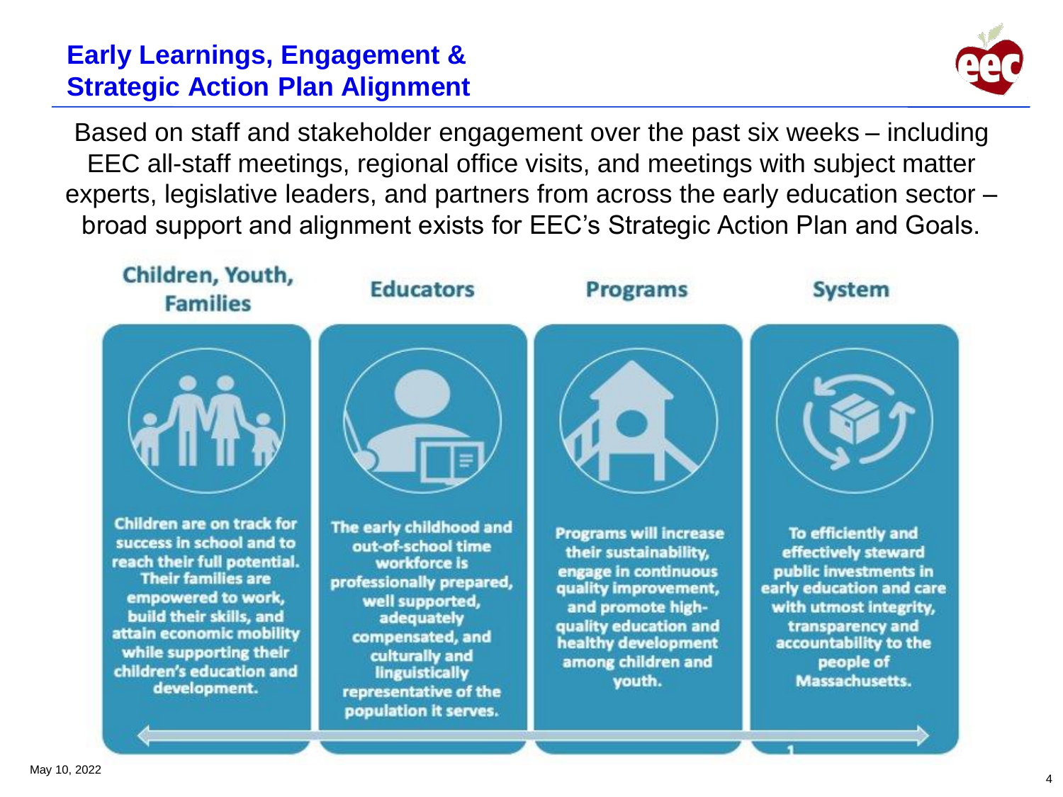# Early Learnings, Engagement & Strategic Action Plan Alignment

Based on staff and stakeholder engagement over the past six weeks – including EEC all-staff meetings, regional office visits, and meetings with subject matter experts, legislative leaders, and partners from across the early education sector – broad support and alignment exists for EEC's Strategic Action Plan and Goals.

## Children, Youth, Families

Children are on track for success in school and to reach their full potential. Their families are empowered to work, build their skills, and attain economic mobility while supporting their children's education and development.

## Educators

The early childhood and out-of-school time workforce is professionally prepared, well supported, adequately compensated, and culturally and linguistically representative of the population it serves.

## Programs

Programs will increase their sustainability, engage in continuous quality improvement, and promote high-quality education and healthy development among children and youth.

## System

To efficiently and effectively steward public investments in early education and care with utmost integrity, transparency and accountability to the people of Massachusetts.

May 10, 2022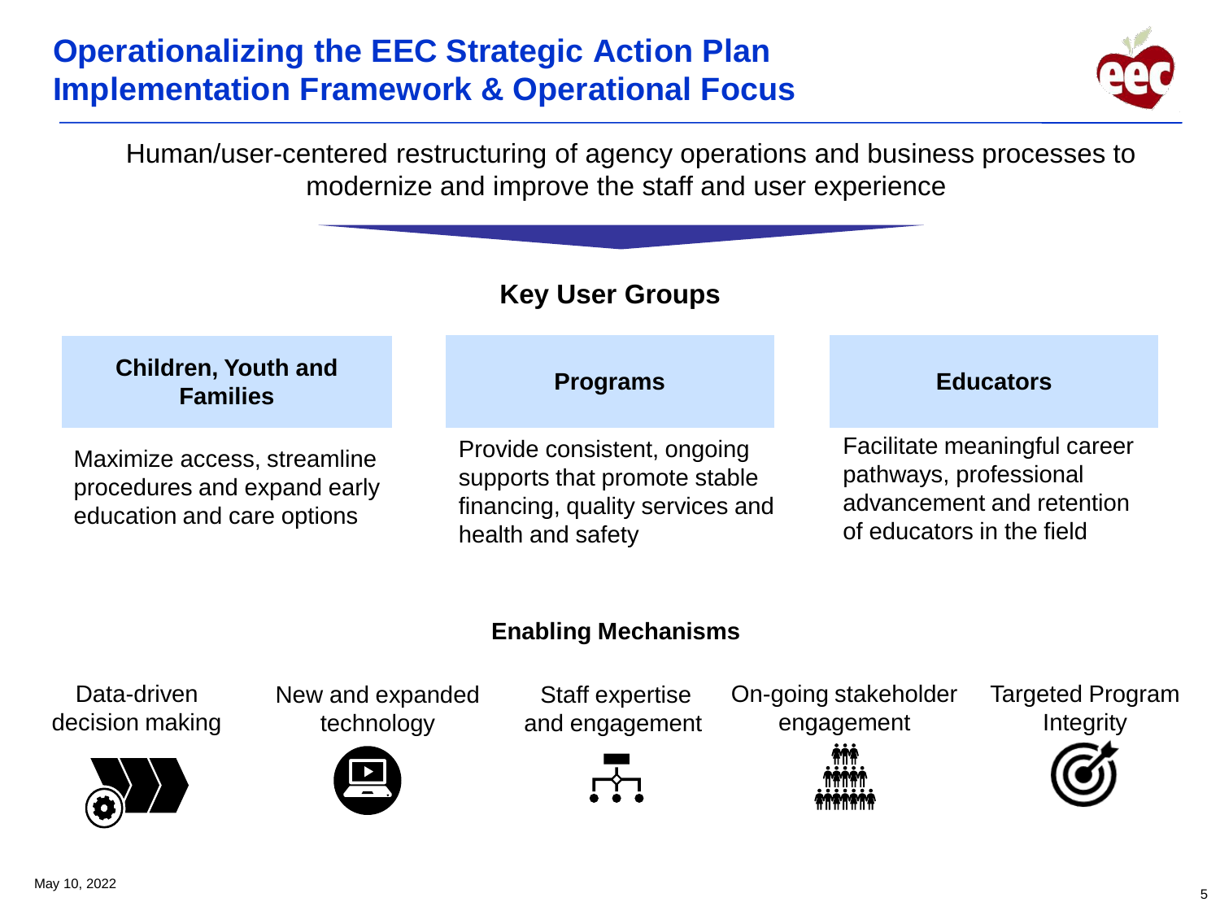# Operationalizing the EEC Strategic Action Plan
# Implementation Framework & Operational Focus

Human/user-centered restructuring of agency operations and business processes to modernize and improve the staff and user experience

## Key User Groups

| Children, Youth and Families | Programs | Educators |
| --- | --- | --- |
| Maximize access, streamline procedures and expand early education and care options | Provide consistent, ongoing supports that promote stable financing, quality services and health and safety | Facilitate meaningful career pathways, professional advancement and retention of educators in the field |

## Enabling Mechanisms

- Data-driven decision making
- New and expanded technology
- Staff expertise and engagement
- On-going stakeholder engagement
- Targeted Program Integrity

May 10, 2022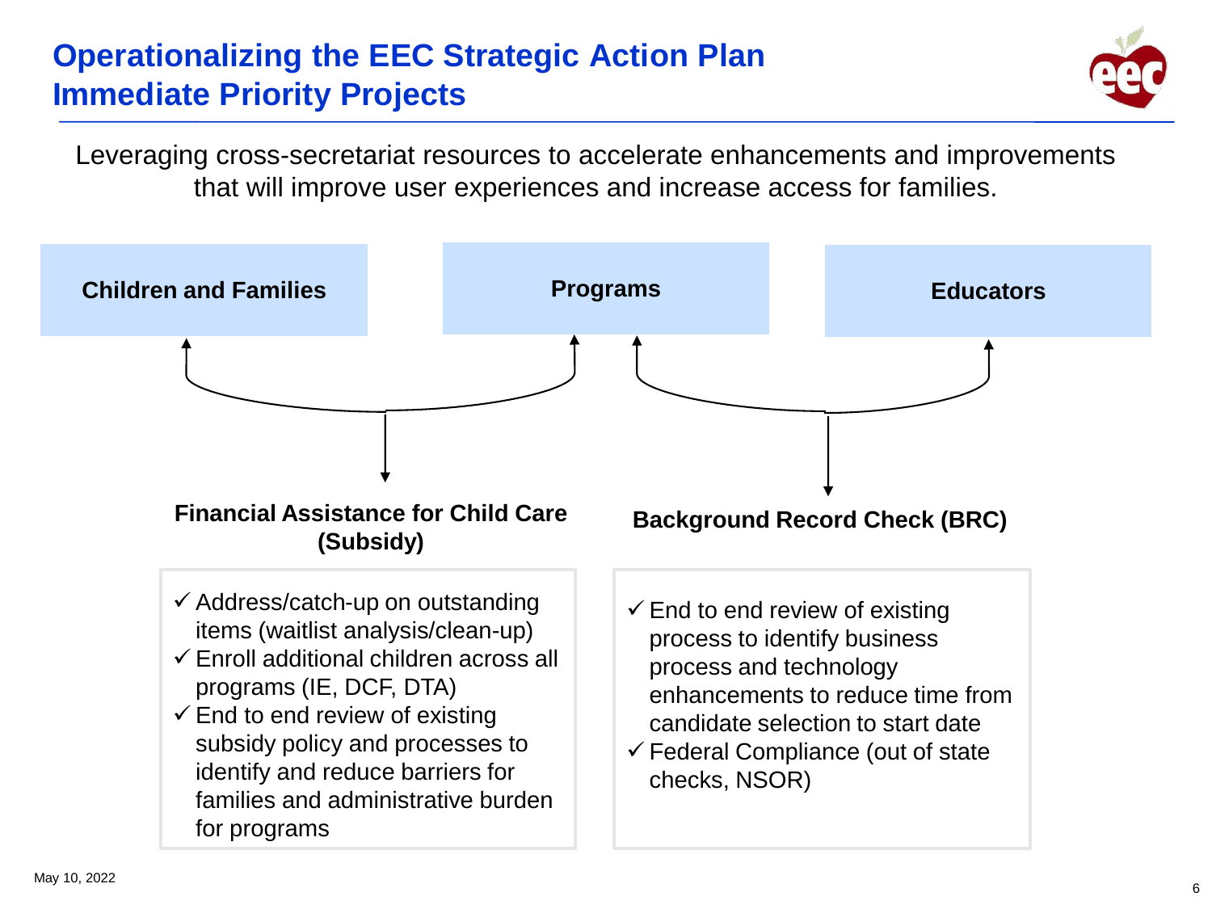# Operationalizing the EEC Strategic Action Plan
## Immediate Priority Projects

Leveraging cross-secretariat resources to accelerate enhancements and improvements that will improve user experiences and increase access for families.

**Children and Families** | **Programs** | **Educators**

### Financial Assistance for Child Care (Subsidy)

- ✓ Address/catch-up on outstanding items (waitlist analysis/clean-up)
- ✓ Enroll additional children across all programs (IE, DCF, DTA)
- ✓ End to end review of existing subsidy policy and processes to identify and reduce barriers for families and administrative burden for programs

### Background Record Check (BRC)

- ✓ End to end review of existing process to identify business process and technology enhancements to reduce time from candidate selection to start date
- ✓ Federal Compliance (out of state checks, NSOR)

May 10, 2022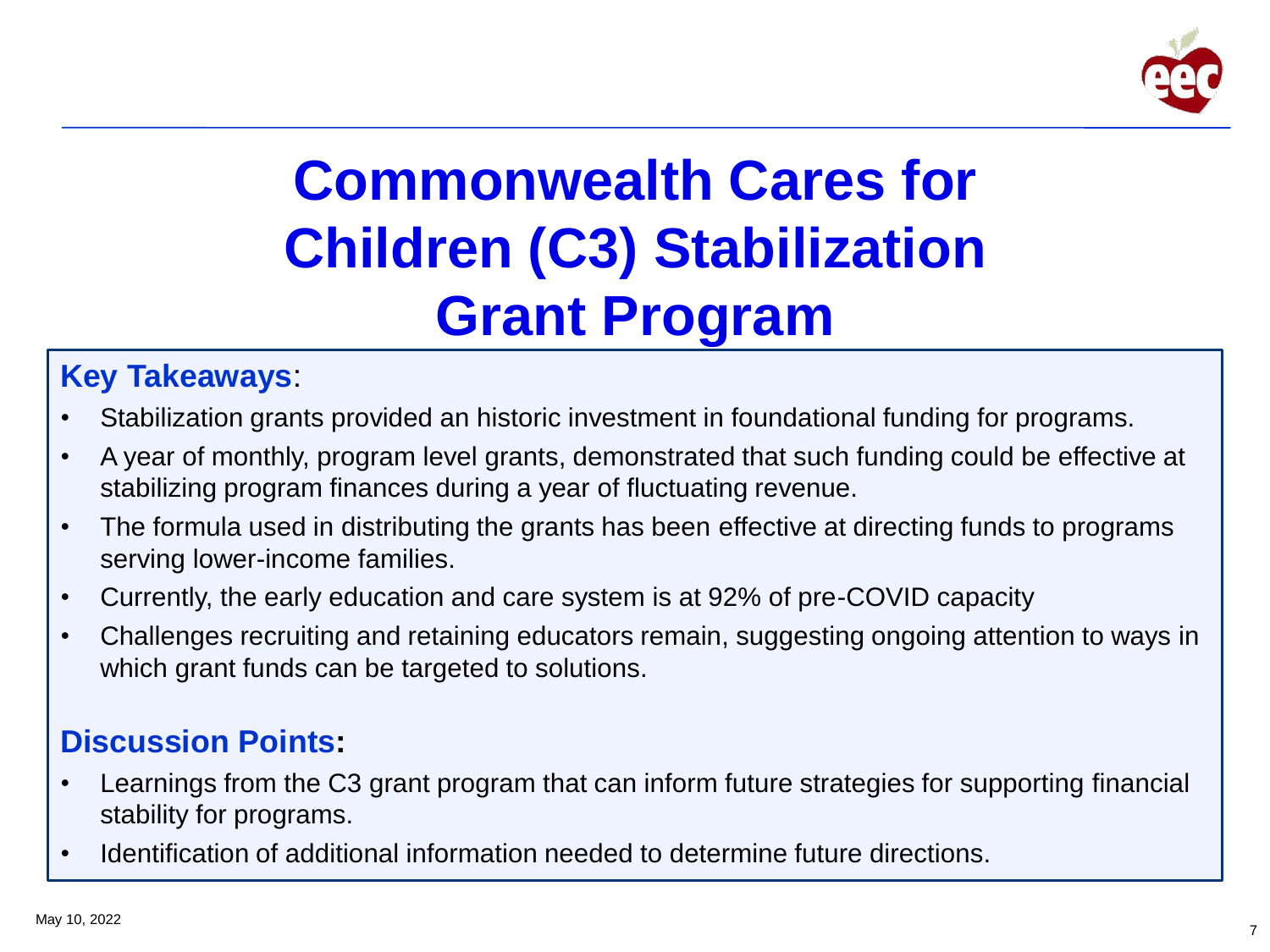# Commonwealth Cares for Children (C3) Stabilization Grant Program

**Key Takeaways**:

- Stabilization grants provided an historic investment in foundational funding for programs.
- A year of monthly, program level grants, demonstrated that such funding could be effective at stabilizing program finances during a year of fluctuating revenue.
- The formula used in distributing the grants has been effective at directing funds to programs serving lower-income families.
- Currently, the early education and care system is at 92% of pre-COVID capacity
- Challenges recruiting and retaining educators remain, suggesting ongoing attention to ways in which grant funds can be targeted to solutions.

**Discussion Points:**

- Learnings from the C3 grant program that can inform future strategies for supporting financial stability for programs.
- Identification of additional information needed to determine future directions.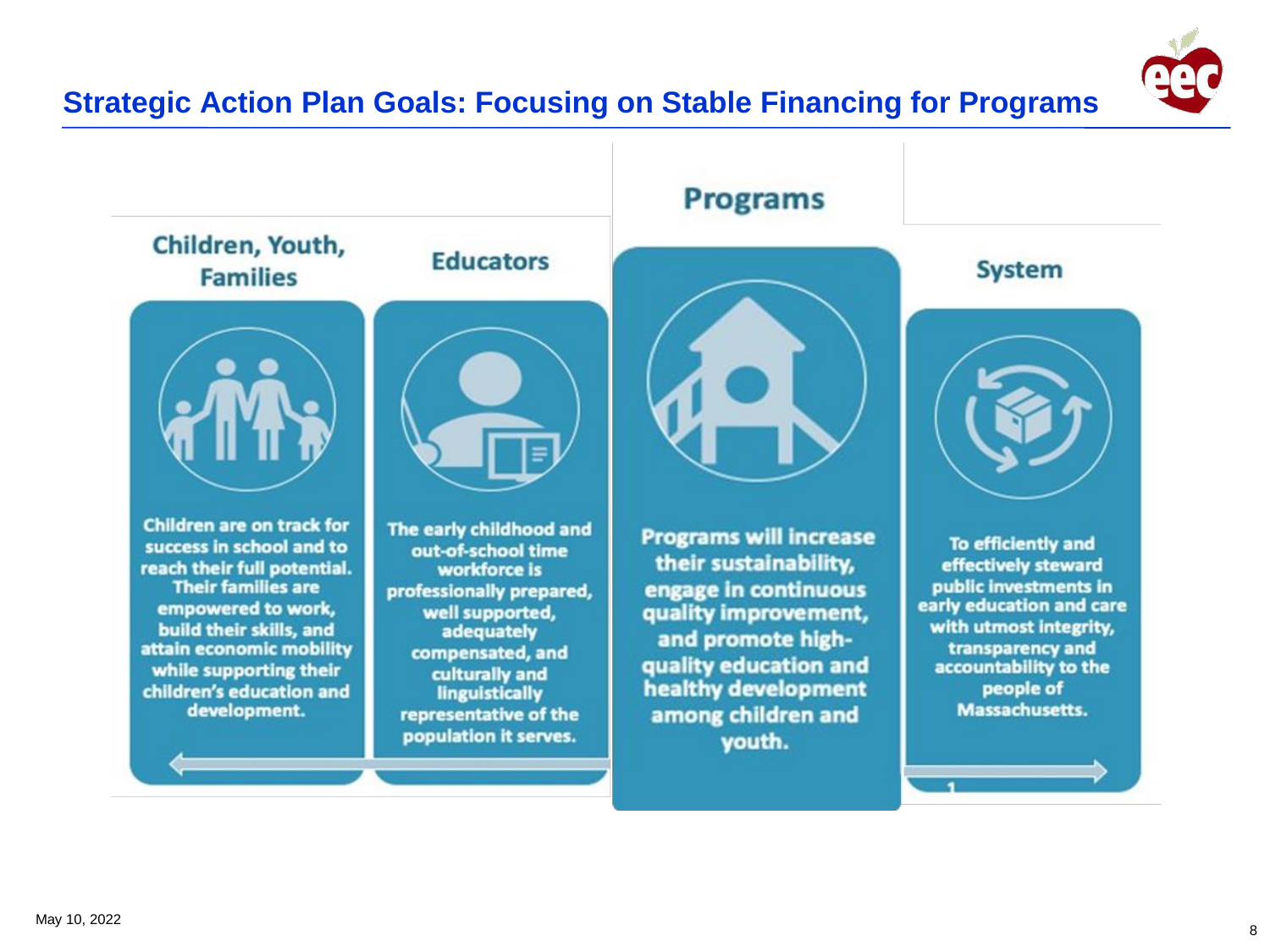# Strategic Action Plan Goals: Focusing on Stable Financing for Programs

## Children, Youth, Families

Children are on track for success in school and to reach their full potential. Their families are empowered to work, build their skills, and attain economic mobility while supporting their children's education and development.

## Educators

The early childhood and out-of-school time workforce is professionally prepared, well supported, adequately compensated, and culturally and linguistically representative of the population it serves.

## Programs

Programs will increase their sustainability, engage in continuous quality improvement, and promote high-quality education and healthy development among children and youth.

## System

To efficiently and effectively steward public investments in early education and care with utmost integrity, transparency and accountability to the people of Massachusetts.

May 10, 2022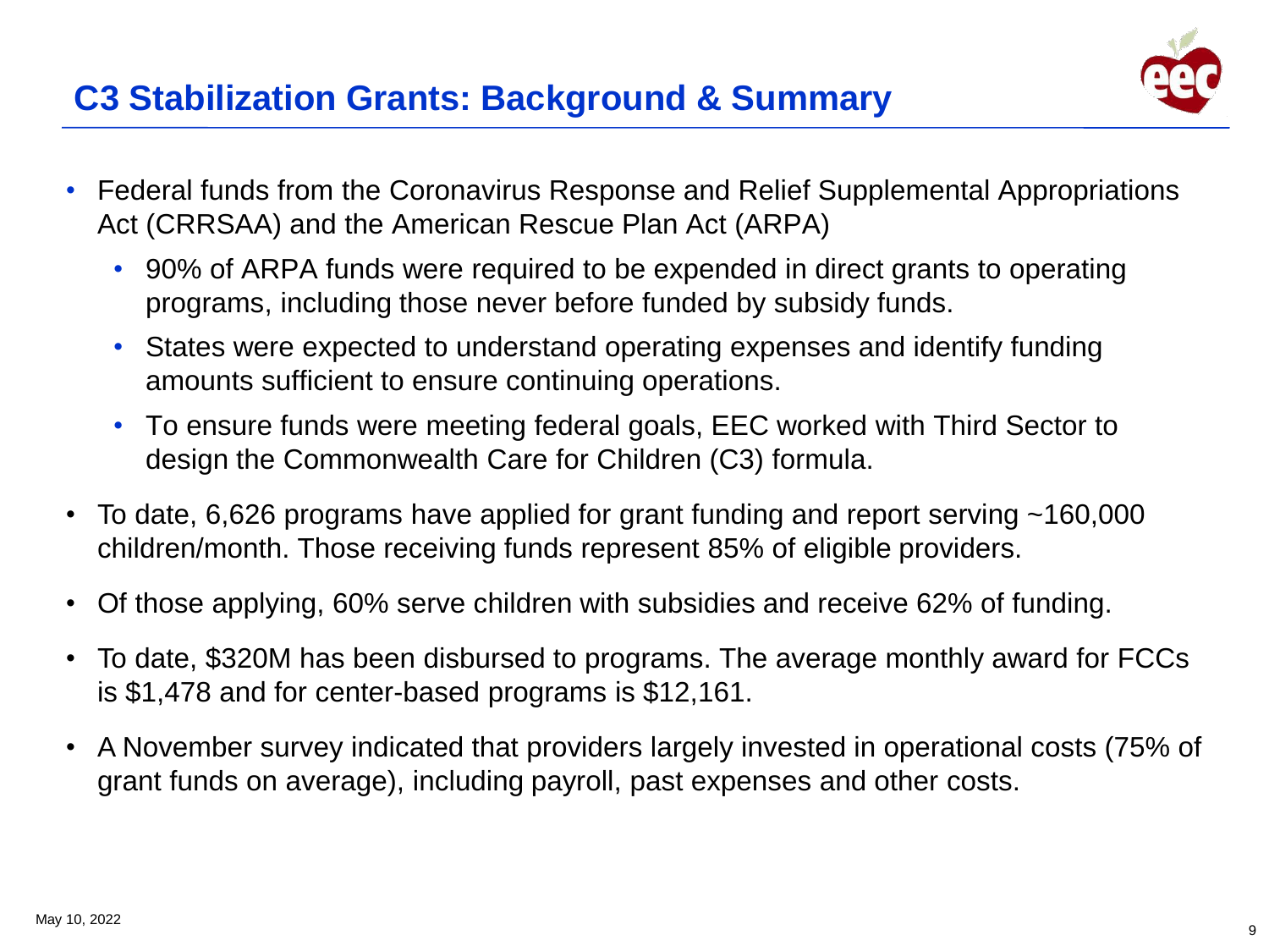# C3 Stabilization Grants: Background & Summary

- Federal funds from the Coronavirus Response and Relief Supplemental Appropriations Act (CRRSAA) and the American Rescue Plan Act (ARPA)
  - 90% of ARPA funds were required to be expended in direct grants to operating programs, including those never before funded by subsidy funds.
  - States were expected to understand operating expenses and identify funding amounts sufficient to ensure continuing operations.
  - To ensure funds were meeting federal goals, EEC worked with Third Sector to design the Commonwealth Care for Children (C3) formula.
- To date, 6,626 programs have applied for grant funding and report serving ~160,000 children/month. Those receiving funds represent 85% of eligible providers.
- Of those applying, 60% serve children with subsidies and receive 62% of funding.
- To date, $320M has been disbursed to programs. The average monthly award for FCCs is $1,478 and for center-based programs is $12,161.
- A November survey indicated that providers largely invested in operational costs (75% of grant funds on average), including payroll, past expenses and other costs.

May 10, 2022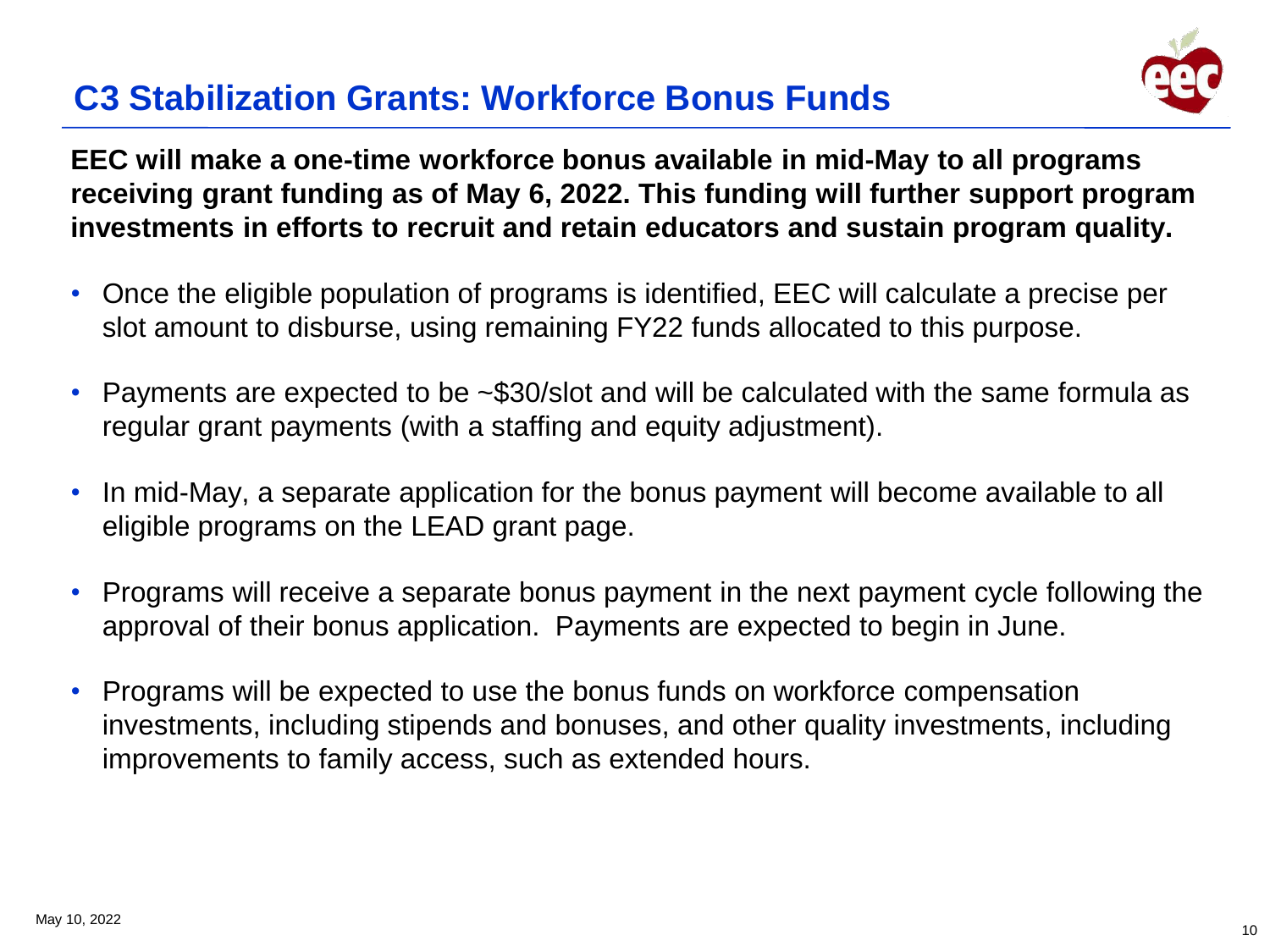# C3 Stabilization Grants: Workforce Bonus Funds

**EEC will make a one-time workforce bonus available in mid-May to all programs receiving grant funding as of May 6, 2022. This funding will further support program investments in efforts to recruit and retain educators and sustain program quality.**

- Once the eligible population of programs is identified, EEC will calculate a precise per slot amount to disburse, using remaining FY22 funds allocated to this purpose.
- Payments are expected to be ~$30/slot and will be calculated with the same formula as regular grant payments (with a staffing and equity adjustment).
- In mid-May, a separate application for the bonus payment will become available to all eligible programs on the LEAD grant page.
- Programs will receive a separate bonus payment in the next payment cycle following the approval of their bonus application. Payments are expected to begin in June.
- Programs will be expected to use the bonus funds on workforce compensation investments, including stipends and bonuses, and other quality investments, including improvements to family access, such as extended hours.

May 10, 2022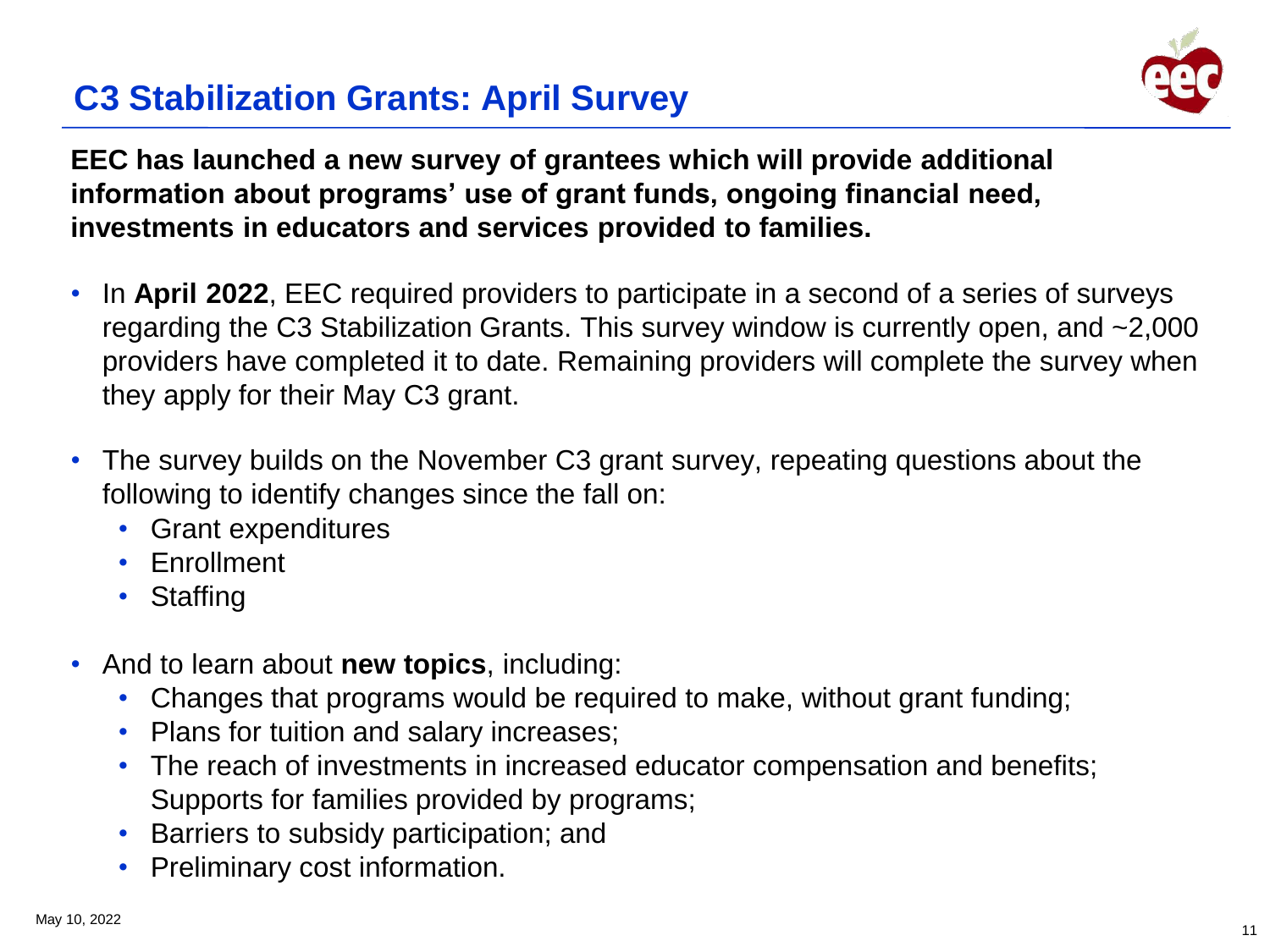# C3 Stabilization Grants: April Survey

**EEC has launched a new survey of grantees which will provide additional information about programs' use of grant funds, ongoing financial need, investments in educators and services provided to families.**

- In **April 2022**, EEC required providers to participate in a second of a series of surveys regarding the C3 Stabilization Grants. This survey window is currently open, and ~2,000 providers have completed it to date. Remaining providers will complete the survey when they apply for their May C3 grant.
- The survey builds on the November C3 grant survey, repeating questions about the following to identify changes since the fall on:
  - Grant expenditures
  - Enrollment
  - Staffing
- And to learn about **new topics**, including:
  - Changes that programs would be required to make, without grant funding;
  - Plans for tuition and salary increases;
  - The reach of investments in increased educator compensation and benefits; Supports for families provided by programs;
  - Barriers to subsidy participation; and
  - Preliminary cost information.

May 10, 2022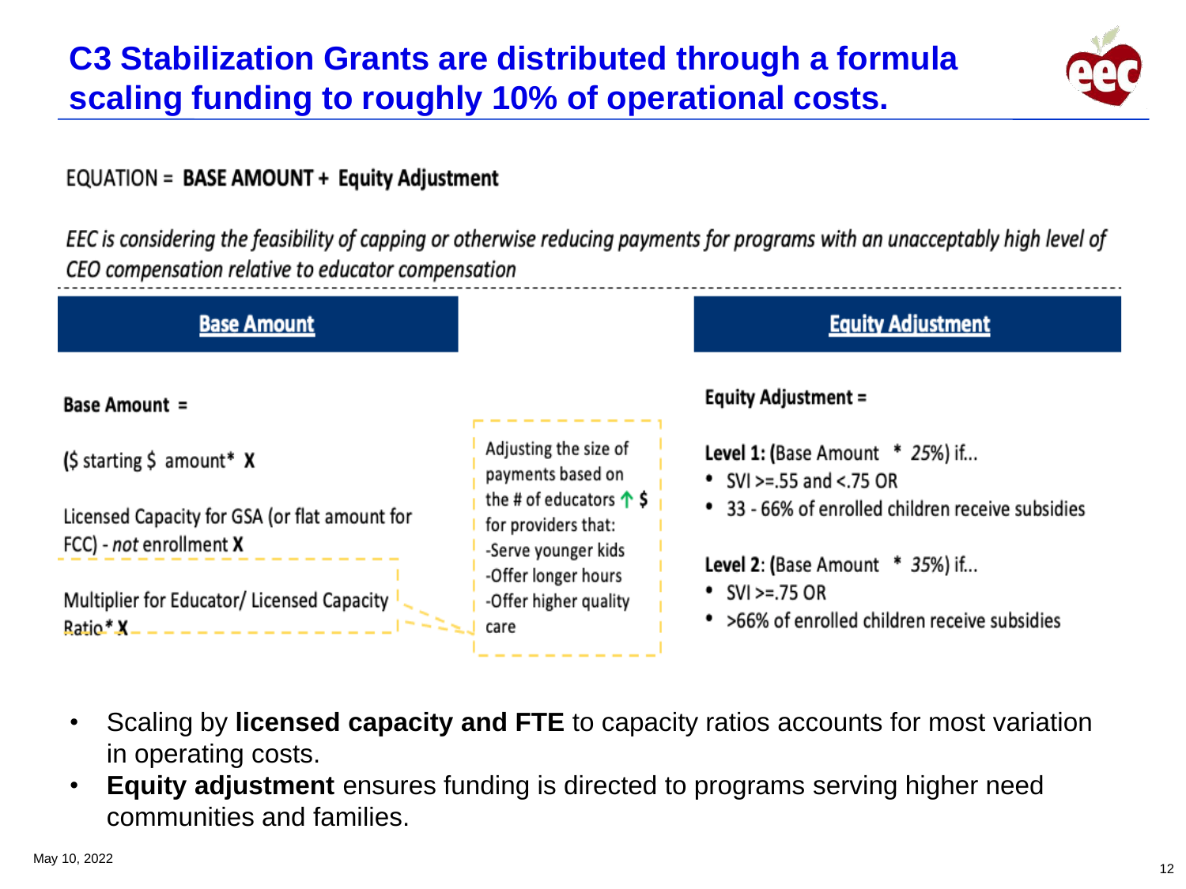# C3 Stabilization Grants are distributed through a formula scaling funding to roughly 10% of operational costs.

EQUATION = **BASE AMOUNT + Equity Adjustment**

*EEC is considering the feasibility of capping or otherwise reducing payments for programs with an unacceptably high level of CEO compensation relative to educator compensation*

## Base Amount

**Base Amount =**

**($ starting $ amount* X**

Licensed Capacity for GSA (or flat amount for FCC) - *not* enrollment **X**

Multiplier for Educator/ Licensed Capacity Ratio* **X**

Adjusting the size of payments based on the # of educators ↑ **$** for providers that:
- -Serve younger kids
- -Offer longer hours
- -Offer higher quality care

## Equity Adjustment

**Equity Adjustment =**

**Level 1:** (Base Amount * *25%*) if...
- SVI >=.55 and <.75 OR
- 33 - 66% of enrolled children receive subsidies

**Level 2:** (Base Amount * *35%*) if...
- SVI >=.75 OR
- >66% of enrolled children receive subsidies

---

- Scaling by **licensed capacity and FTE** to capacity ratios accounts for most variation in operating costs.
- **Equity adjustment** ensures funding is directed to programs serving higher need communities and families.

May 10, 2022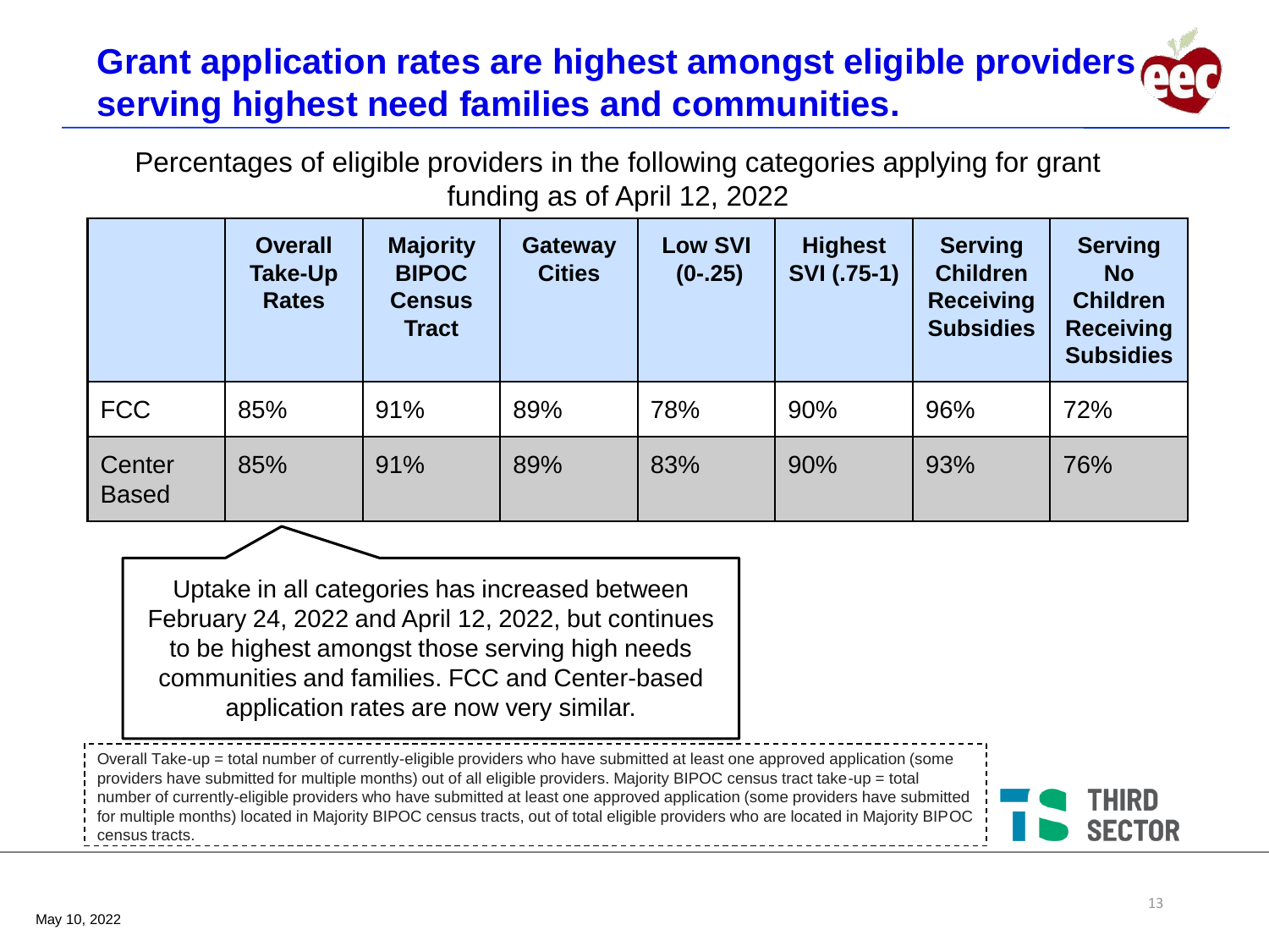# Grant application rates are highest amongst eligible providers serving highest need families and communities.

Percentages of eligible providers in the following categories applying for grant funding as of April 12, 2022

| | Overall Take-Up Rates | Majority BIPOC Census Tract | Gateway Cities | Low SVI (0-.25) | Highest SVI (.75-1) | Serving Children Receiving Subsidies | Serving No Children Receiving Subsidies |
|---|---|---|---|---|---|---|---|
| FCC | 85% | 91% | 89% | 78% | 90% | 96% | 72% |
| Center Based | 85% | 91% | 89% | 83% | 90% | 93% | 76% |

Uptake in all categories has increased between February 24, 2022 and April 12, 2022, but continues to be highest amongst those serving high needs communities and families. FCC and Center-based application rates are now very similar.

Overall Take-up = total number of currently-eligible providers who have submitted at least one approved application (some providers have submitted for multiple months) out of all eligible providers. Majority BIPOC census tract take-up = total number of currently-eligible providers who have submitted at least one approved application (some providers have submitted for multiple months) located in Majority BIPOC census tracts, out of total eligible providers who are located in Majority BIPOC census tracts.

May 10, 2022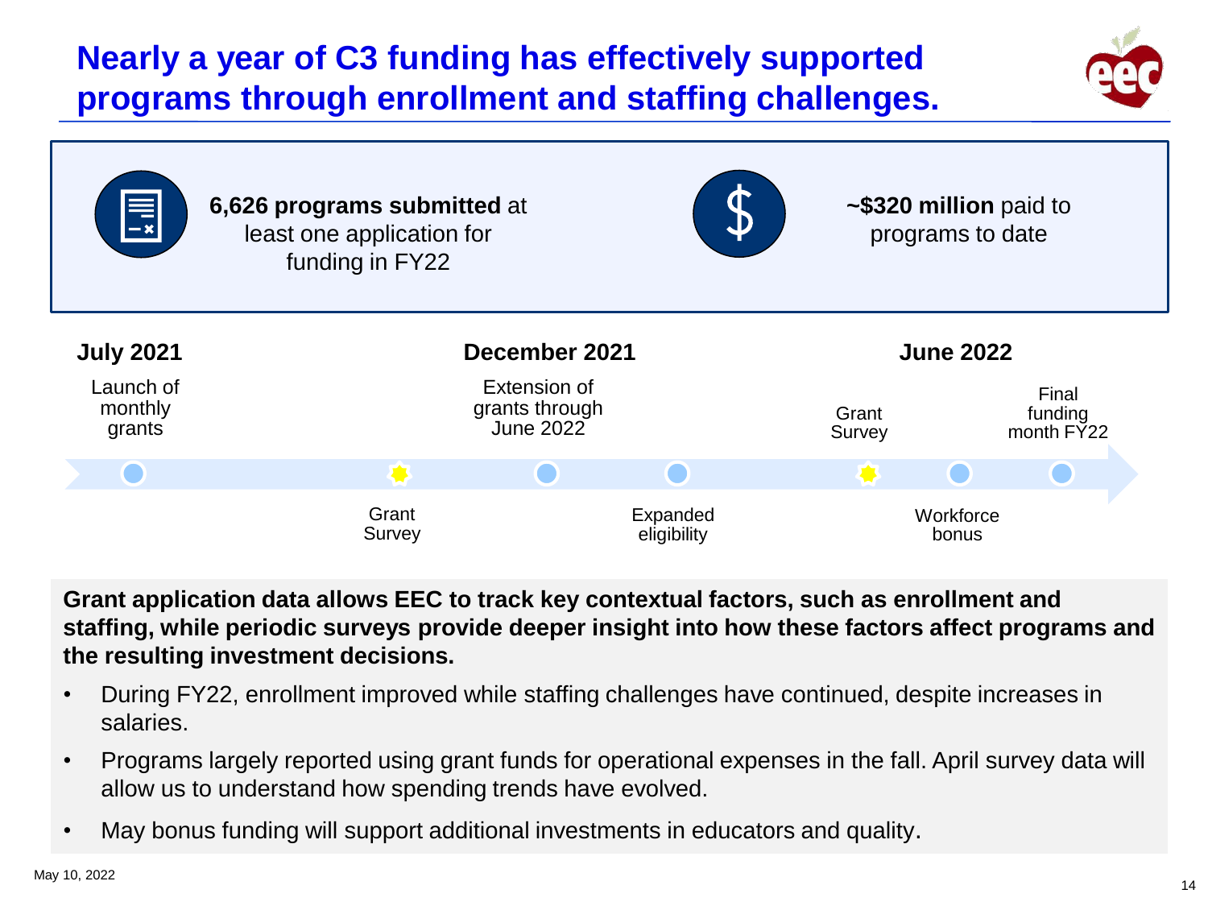# Nearly a year of C3 funding has effectively supported programs through enrollment and staffing challenges.

**6,626 programs submitted** at least one application for funding in FY22

**~$320 million** paid to programs to date

**July 2021**
- Launch of monthly grants

Grant Survey

**December 2021**
- Extension of grants through June 2022

Expanded eligibility

Grant Survey

**June 2022**

Workforce bonus

Final funding month FY22

**Grant application data allows EEC to track key contextual factors, such as enrollment and staffing, while periodic surveys provide deeper insight into how these factors affect programs and the resulting investment decisions.**

- During FY22, enrollment improved while staffing challenges have continued, despite increases in salaries.
- Programs largely reported using grant funds for operational expenses in the fall. April survey data will allow us to understand how spending trends have evolved.
- May bonus funding will support additional investments in educators and quality.

May 10, 2022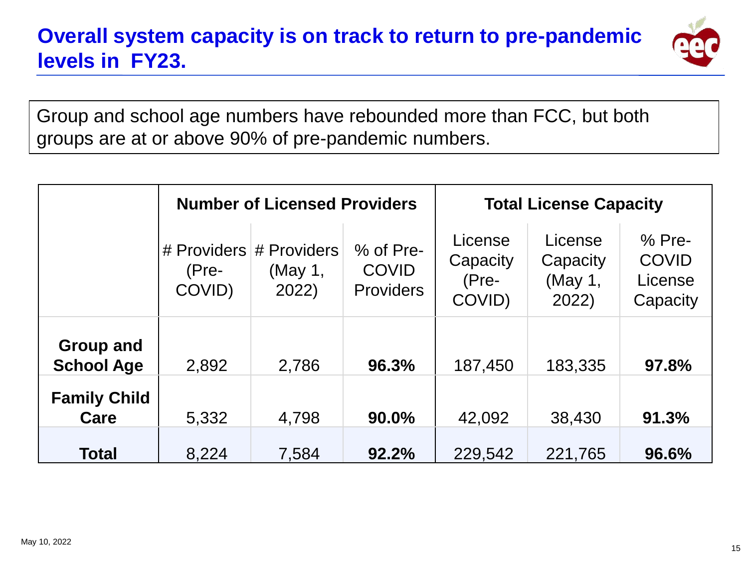# Overall system capacity is on track to return to pre-pandemic levels in FY23.

Group and school age numbers have rebounded more than FCC, but both groups are at or above 90% of pre-pandemic numbers.

| | Number of Licensed Providers | | | Total License Capacity | | |
|---|---|---|---|---|---|---|
| | # Providers (Pre-COVID) | # Providers (May 1, 2022) | % of Pre-COVID Providers | License Capacity (Pre-COVID) | License Capacity (May 1, 2022) | % Pre-COVID License Capacity |
| **Group and School Age** | 2,892 | 2,786 | **96.3%** | 187,450 | 183,335 | **97.8%** |
| **Family Child Care** | 5,332 | 4,798 | **90.0%** | 42,092 | 38,430 | **91.3%** |
| **Total** | 8,224 | 7,584 | **92.2%** | 229,542 | 221,765 | **96.6%** |

May 10, 2022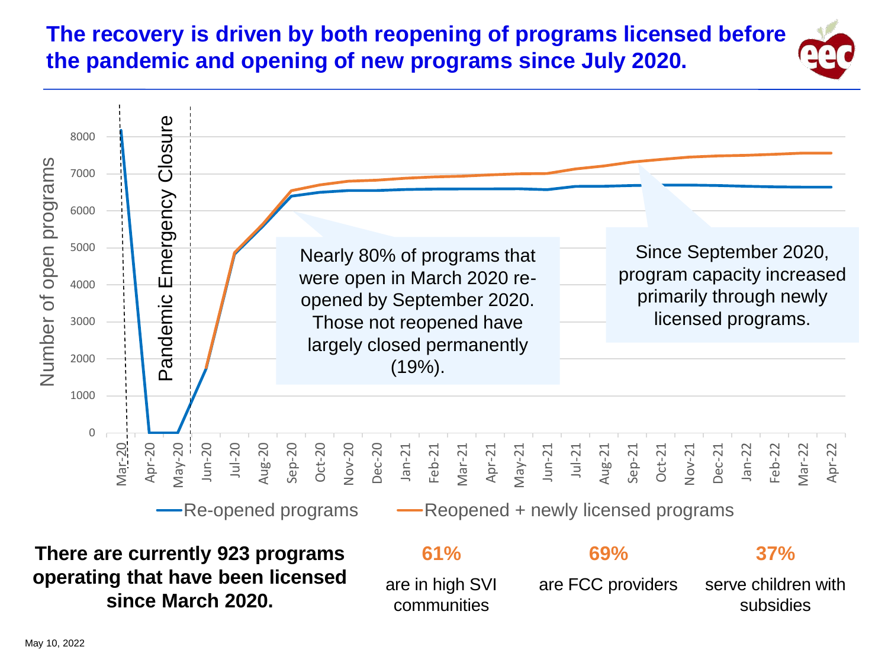# The recovery is driven by both reopening of programs licensed before the pandemic and opening of new programs since July 2020.

Nearly 80% of programs that were open in March 2020 re-opened by September 2020. Those not reopened have largely closed permanently (19%).

Since September 2020, program capacity increased primarily through newly licensed programs.

**There are currently 923 programs operating that have been licensed since March 2020.**

| 61% | 69% | 37% |
|---|---|---|
| are in high SVI communities | are FCC providers | serve children with subsidies |

May 10, 2022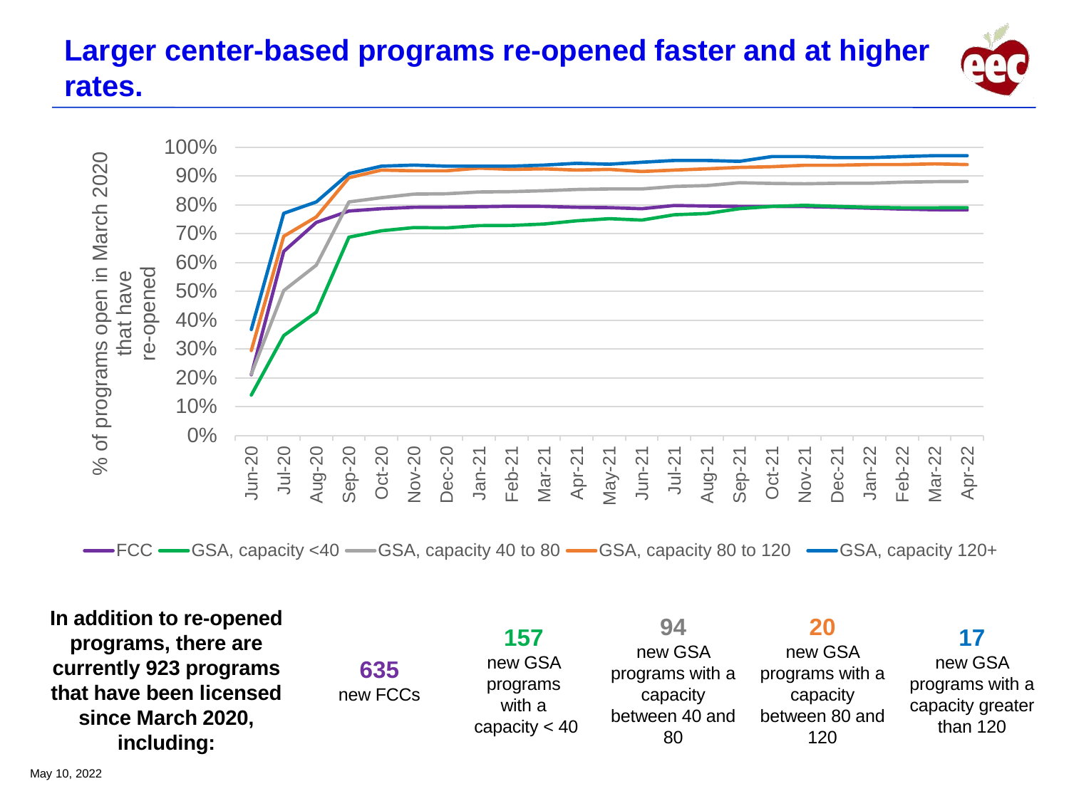# Larger center-based programs re-opened faster and at higher rates.

% of programs open in March 2020 that have re-opened

Legend: FCC, GSA, capacity <40, GSA, capacity 40 to 80, GSA, capacity 80 to 120, GSA, capacity 120+

Months: Jun-20, Jul-20, Aug-20, Sep-20, Oct-20, Nov-20, Dec-20, Jan-21, Feb-21, Mar-21, Apr-21, May-21, Jun-21, Jul-21, Aug-21, Sep-21, Oct-21, Nov-21, Dec-21, Jan-22, Feb-22, Mar-22, Apr-22

**In addition to re-opened programs, there are currently 923 programs that have been licensed since March 2020, including:**

- **635** new FCCs
- **157** new GSA programs with a capacity < 40
- **94** new GSA programs with a capacity between 40 and 80
- **20** new GSA programs with a capacity between 80 and 120
- **17** new GSA programs with a capacity greater than 120

May 10, 2022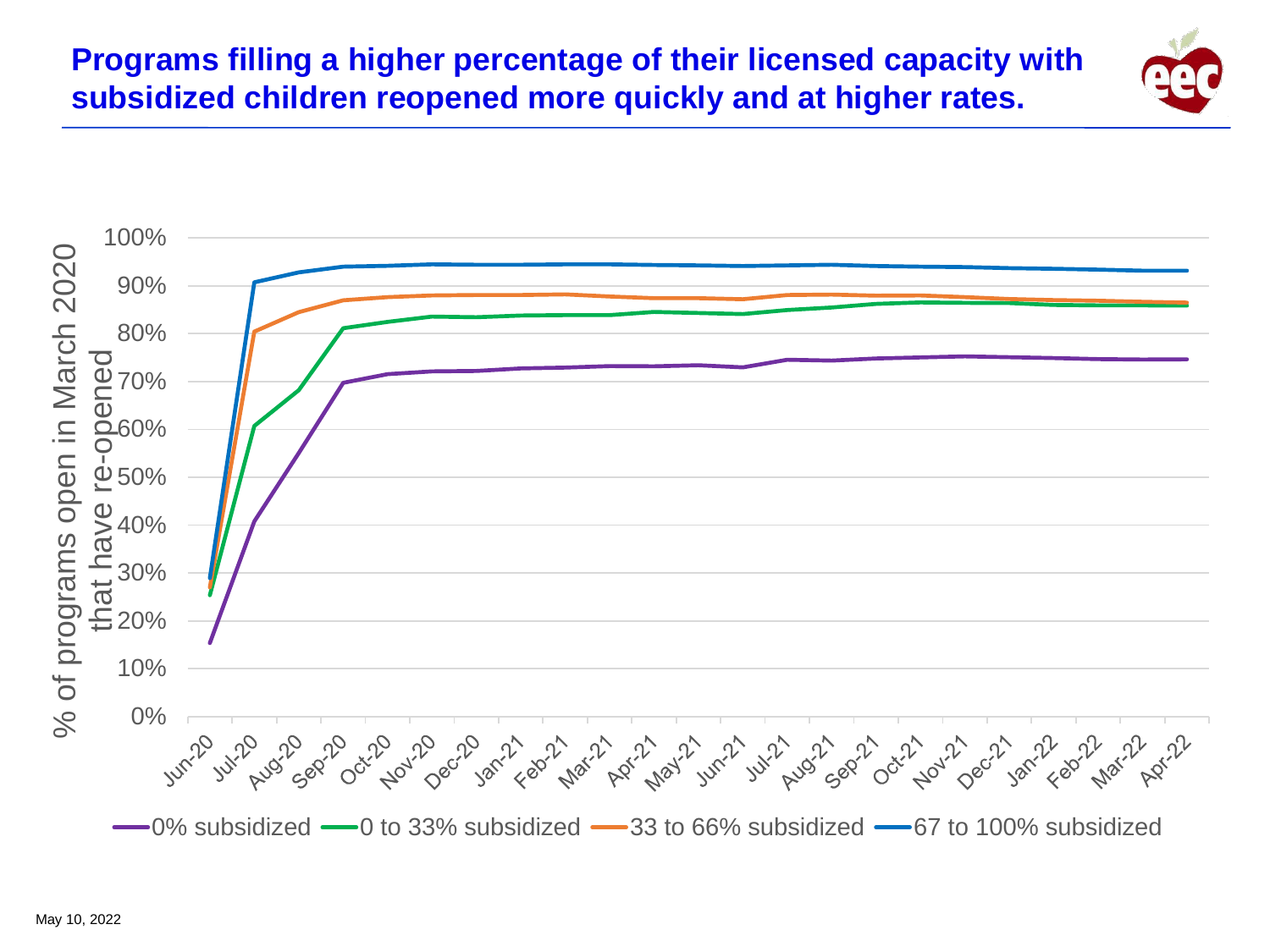# Programs filling a higher percentage of their licensed capacity with subsidized children reopened more quickly and at higher rates.

% of programs open in March 2020 that have re-opened

100%
90%
80%
70%
60%
50%
40%
30%
20%
10%
0%

Jun-20 Jul-20 Aug-20 Sep-20 Oct-20 Nov-20 Dec-20 Jan-21 Feb-21 Mar-21 Apr-21 May-21 Jun-21 Jul-21 Aug-21 Sep-21 Oct-21 Nov-21 Dec-21 Jan-22 Feb-22 Mar-22 Apr-22

0% subsidized | 0 to 33% subsidized | 33 to 66% subsidized | 67 to 100% subsidized

May 10, 2022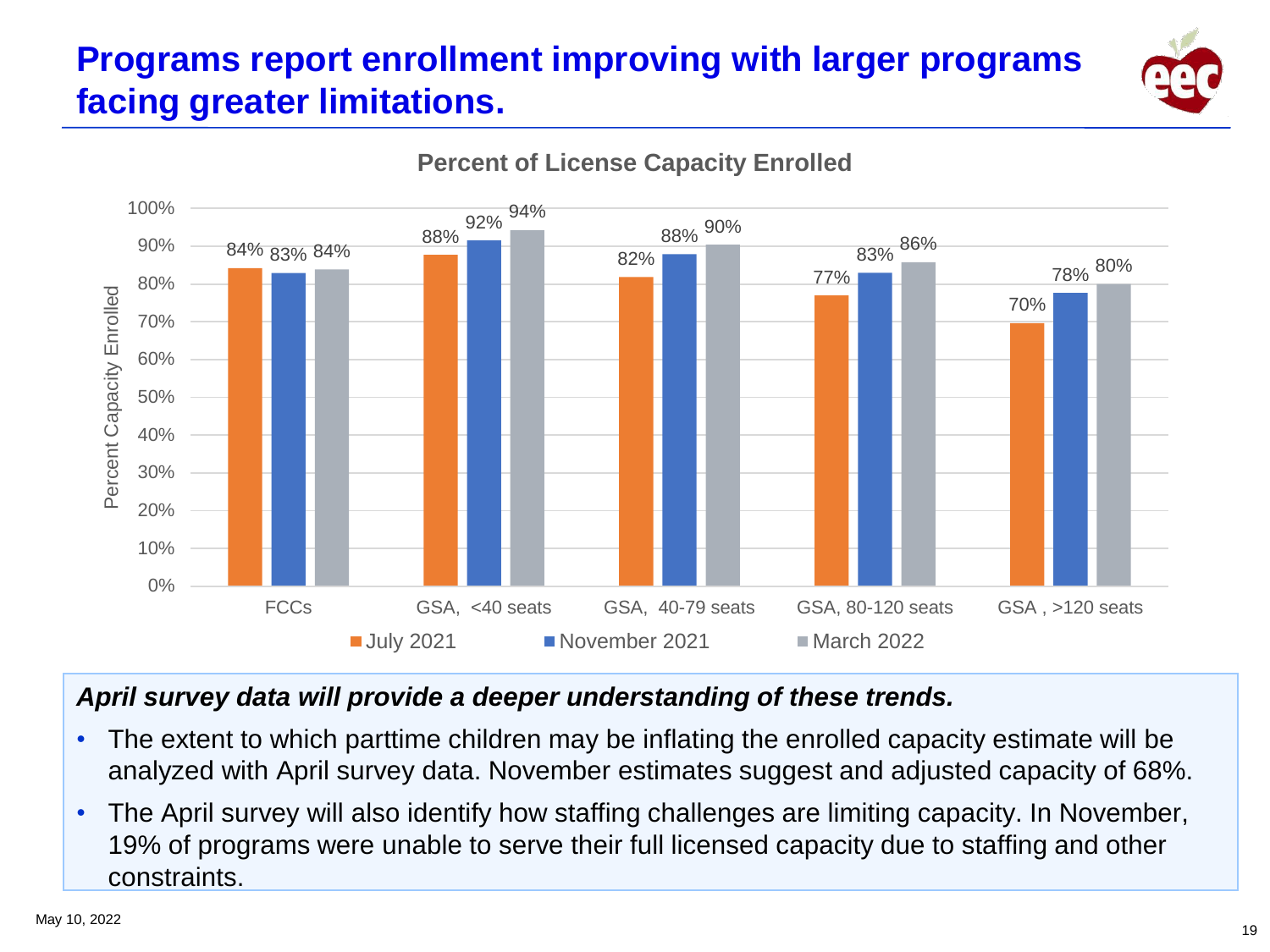# Programs report enrollment improving with larger programs facing greater limitations.

**Percent of License Capacity Enrolled**

| | July 2021 | November 2021 | March 2022 |
|---|---|---|---|
| FCCs | 84% | 83% | 84% |
| GSA, <40 seats | 88% | 92% | 94% |
| GSA, 40-79 seats | 82% | 88% | 90% |
| GSA, 80-120 seats | 77% | 83% | 86% |
| GSA , >120 seats | 70% | 78% | 80% |

***April survey data will provide a deeper understanding of these trends.***

- The extent to which parttime children may be inflating the enrolled capacity estimate will be analyzed with April survey data. November estimates suggest and adjusted capacity of 68%.
- The April survey will also identify how staffing challenges are limiting capacity. In November, 19% of programs were unable to serve their full licensed capacity due to staffing and other constraints.

May 10, 2022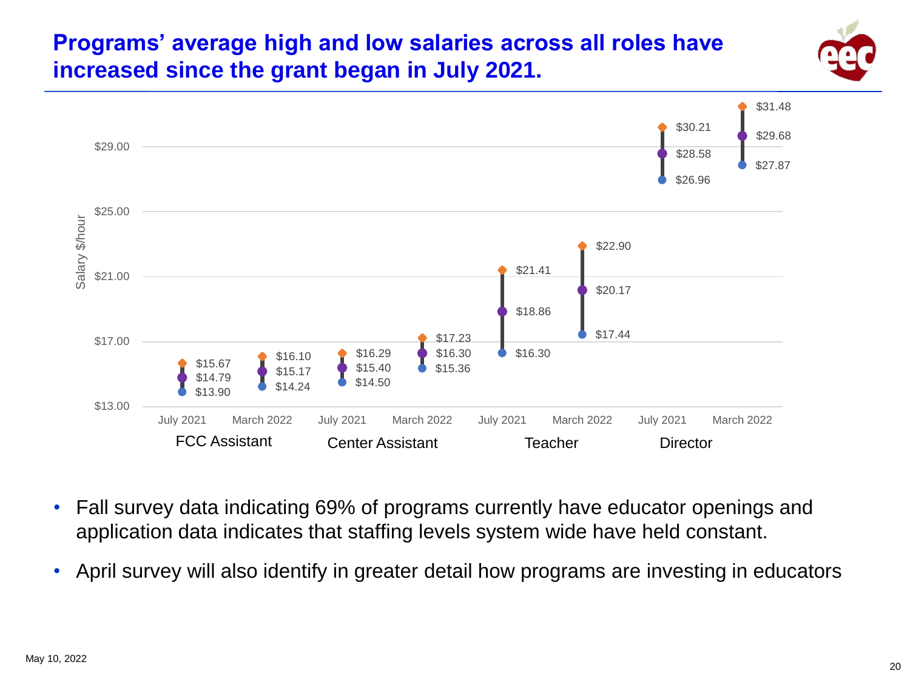# Programs' average high and low salaries across all roles have increased since the grant began in July 2021.

| Role | Period | High | Average | Low |
|---|---|---|---|---|
| FCC Assistant | July 2021 | $15.67 | $14.79 | $13.90 |
| FCC Assistant | March 2022 | $16.10 | $15.17 | $14.24 |
| Center Assistant | July 2021 | $16.29 | $15.40 | $14.50 |
| Center Assistant | March 2022 | $17.23 | $16.30 | $15.36 |
| Teacher | July 2021 | $21.41 | $18.86 | $16.30 |
| Teacher | March 2022 | $22.90 | $20.17 | $17.44 |
| Director | July 2021 | $30.21 | $28.58 | $26.96 |
| Director | March 2022 | $31.48 | $29.68 | $27.87 |

Salary $/hour

- Fall survey data indicating 69% of programs currently have educator openings and application data indicates that staffing levels system wide have held constant.
- April survey will also identify in greater detail how programs are investing in educators

May 10, 2022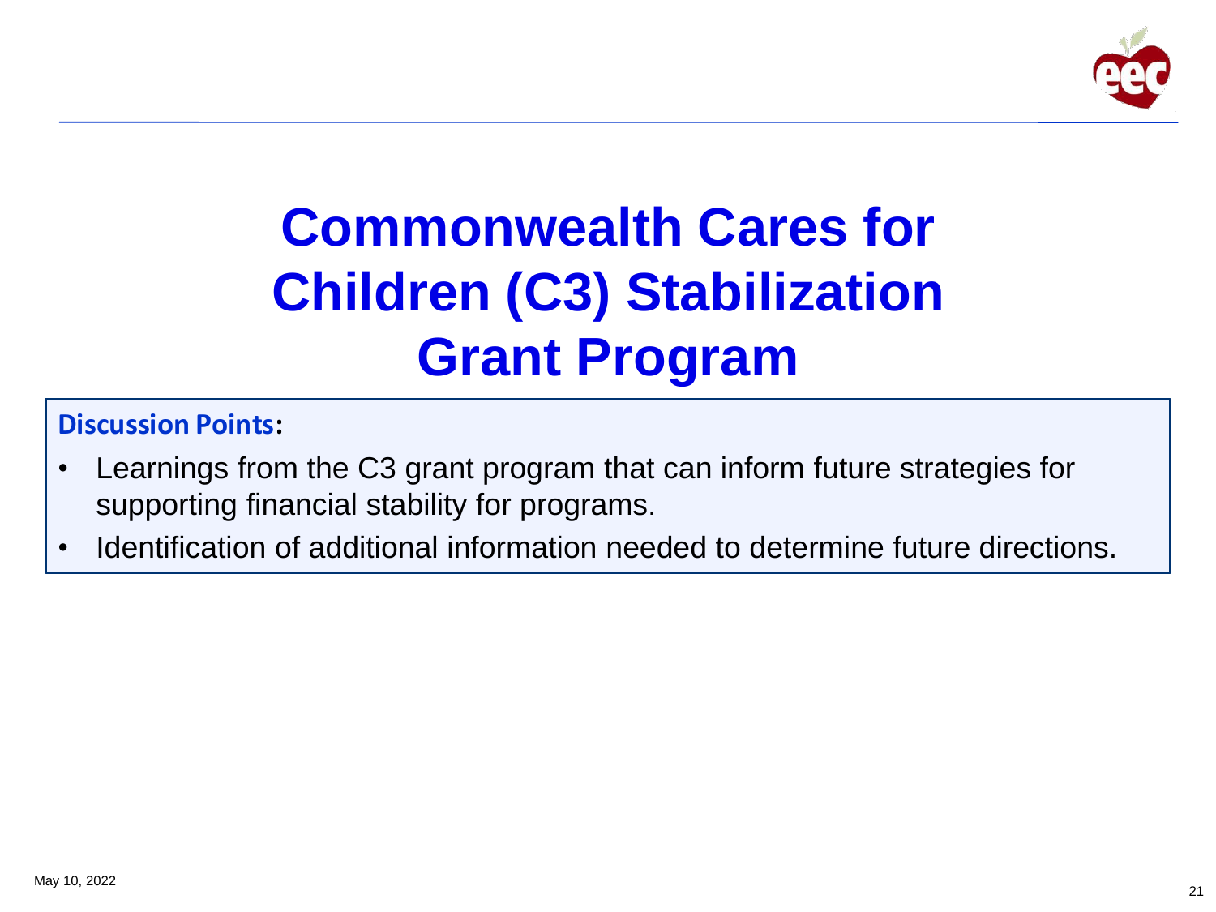# Commonwealth Cares for Children (C3) Stabilization Grant Program

**Discussion Points:**

- Learnings from the C3 grant program that can inform future strategies for supporting financial stability for programs.
- Identification of additional information needed to determine future directions.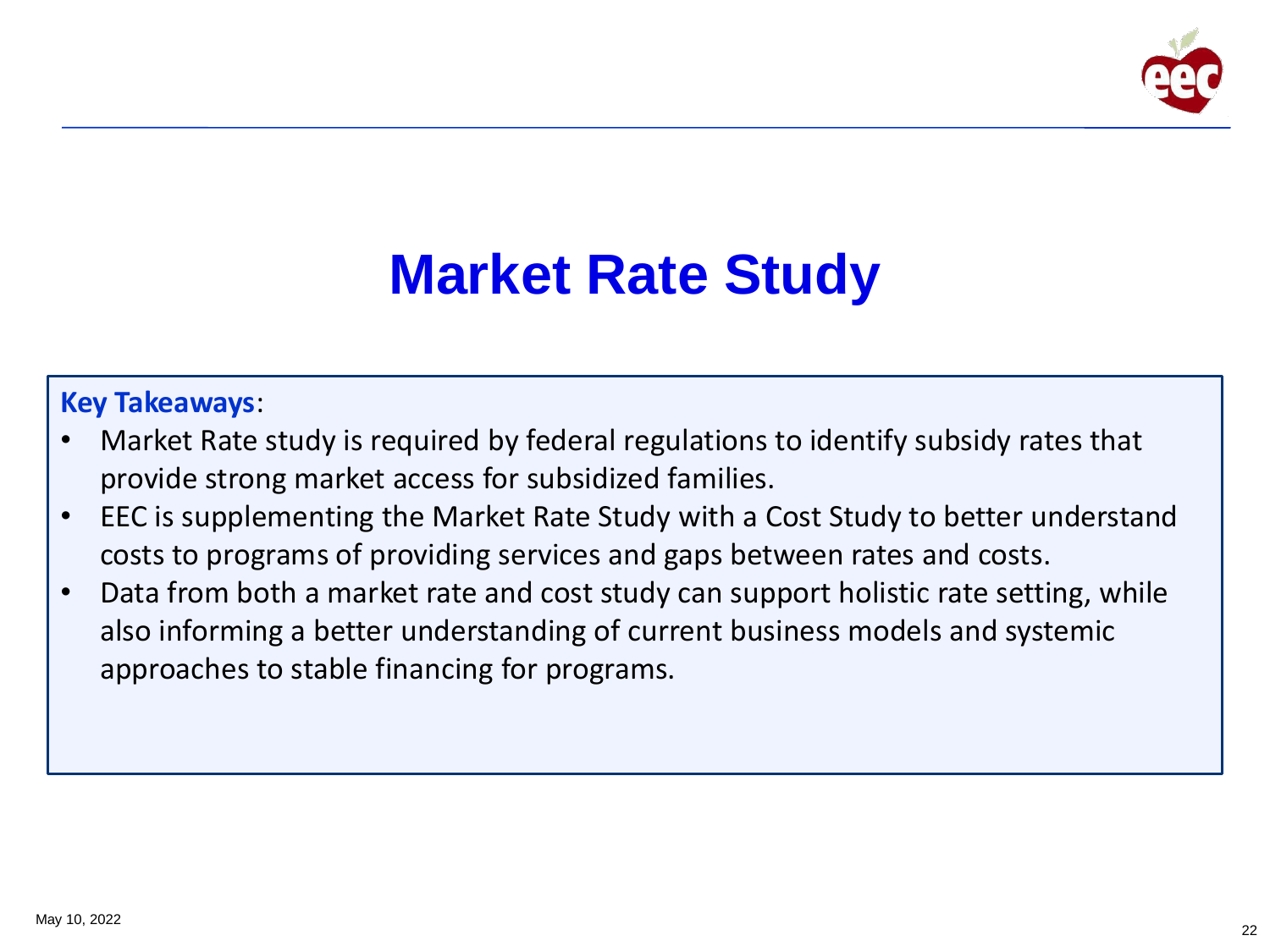# Market Rate Study

**Key Takeaways**:

- Market Rate study is required by federal regulations to identify subsidy rates that provide strong market access for subsidized families.
- EEC is supplementing the Market Rate Study with a Cost Study to better understand costs to programs of providing services and gaps between rates and costs.
- Data from both a market rate and cost study can support holistic rate setting, while also informing a better understanding of current business models and systemic approaches to stable financing for programs.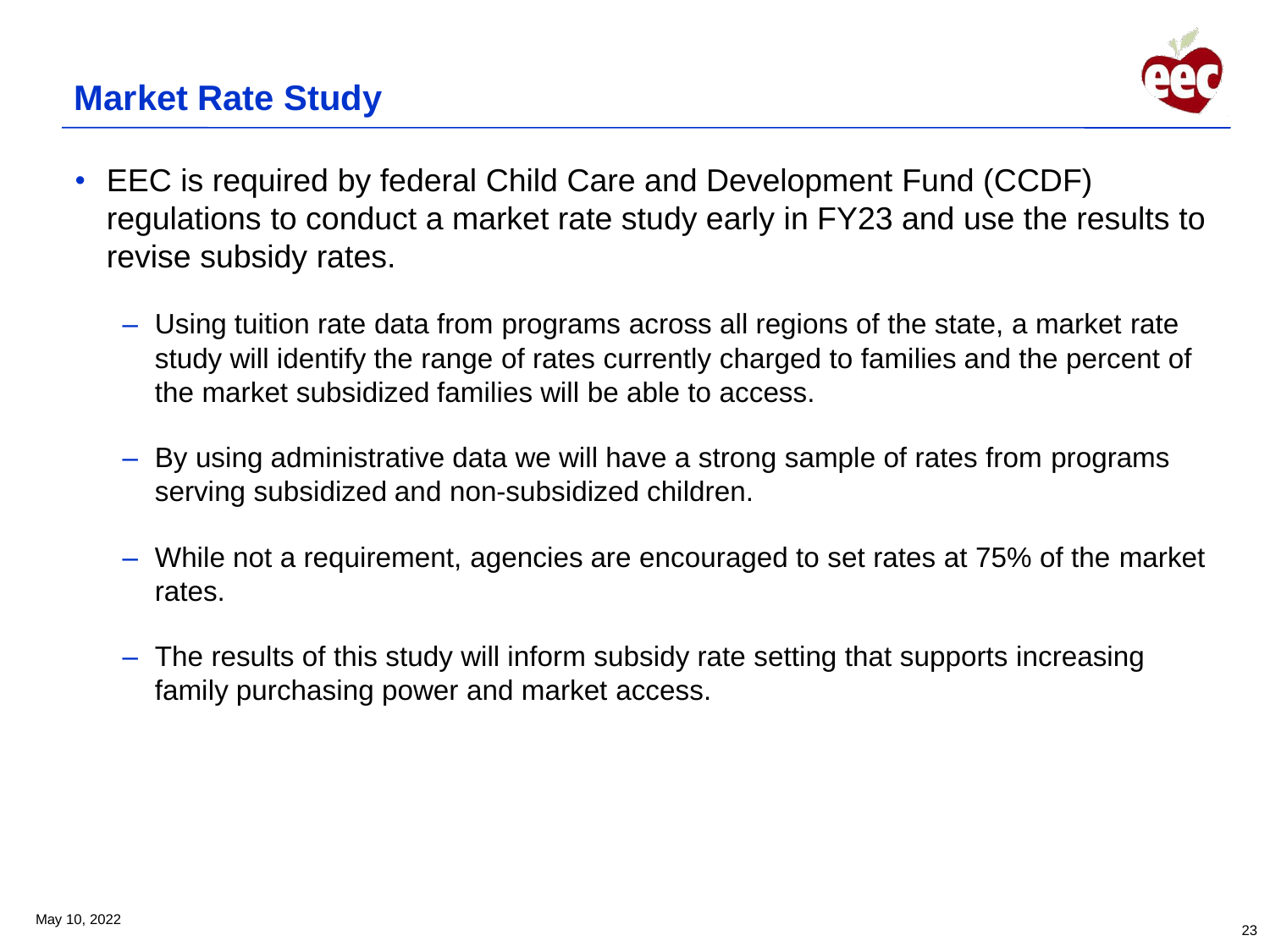## Market Rate Study

- EEC is required by federal Child Care and Development Fund (CCDF) regulations to conduct a market rate study early in FY23 and use the results to revise subsidy rates.
  - Using tuition rate data from programs across all regions of the state, a market rate study will identify the range of rates currently charged to families and the percent of the market subsidized families will be able to access.
  - By using administrative data we will have a strong sample of rates from programs serving subsidized and non-subsidized children.
  - While not a requirement, agencies are encouraged to set rates at 75% of the market rates.
  - The results of this study will inform subsidy rate setting that supports increasing family purchasing power and market access.

May 10, 2022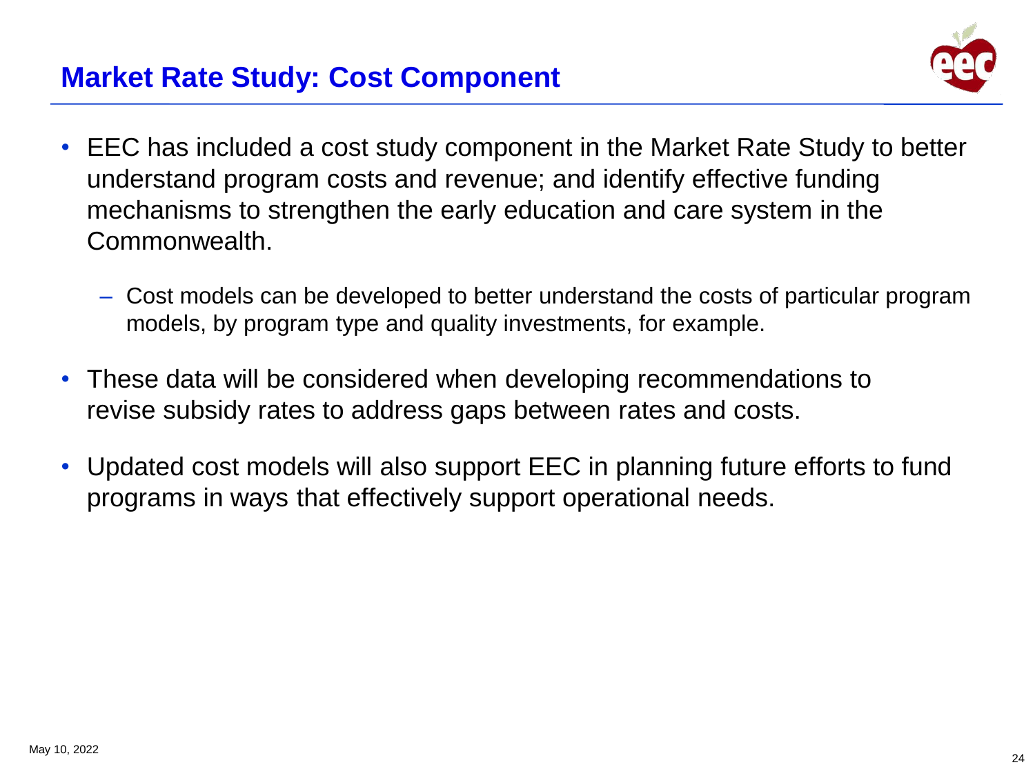# Market Rate Study: Cost Component

- EEC has included a cost study component in the Market Rate Study to better understand program costs and revenue; and identify effective funding mechanisms to strengthen the early education and care system in the Commonwealth.
  - Cost models can be developed to better understand the costs of particular program models, by program type and quality investments, for example.
- These data will be considered when developing recommendations to revise subsidy rates to address gaps between rates and costs.
- Updated cost models will also support EEC in planning future efforts to fund programs in ways that effectively support operational needs.

May 10, 2022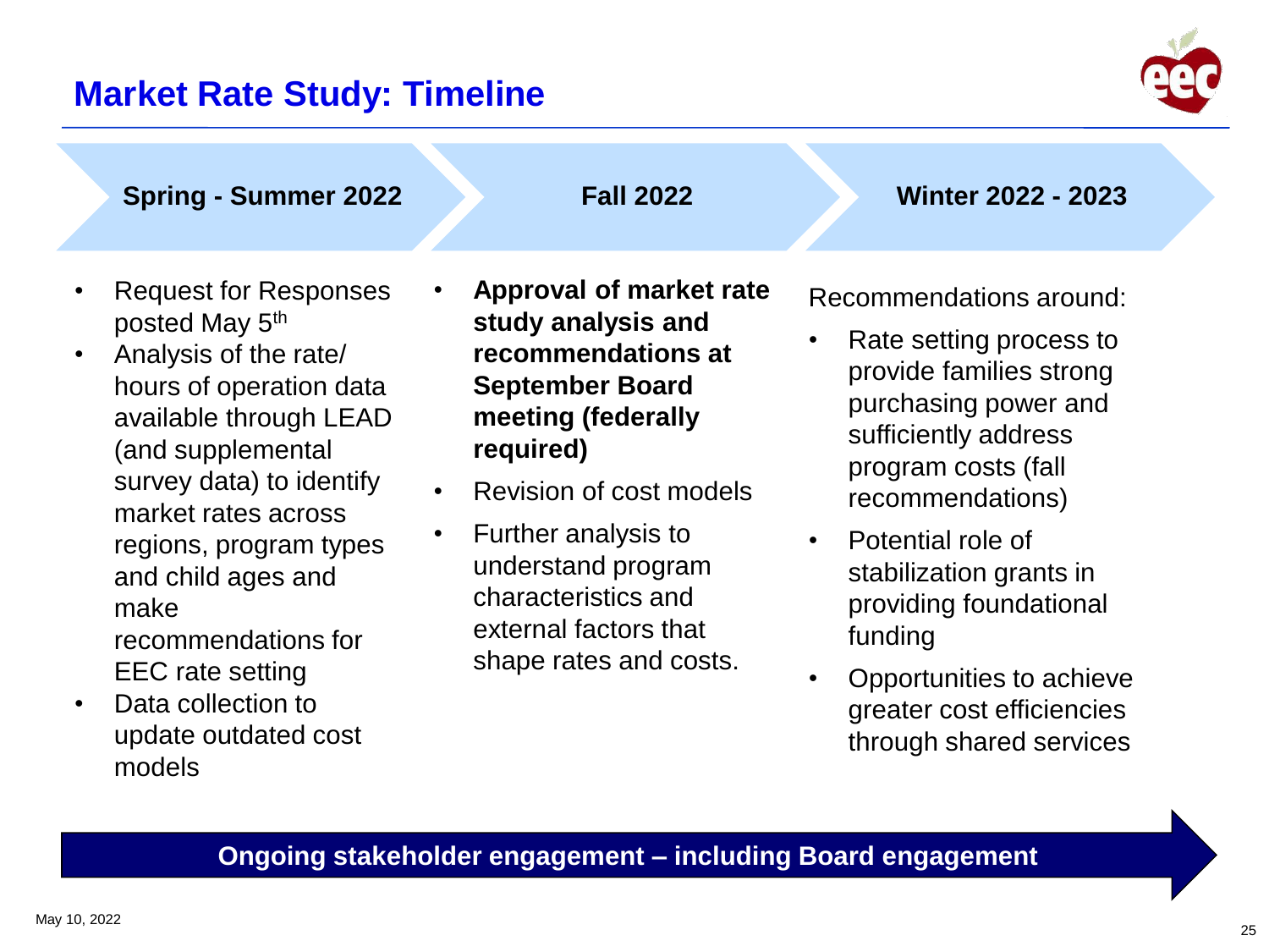# Market Rate Study: Timeline

## Spring - Summer 2022

- Request for Responses posted May 5th
- Analysis of the rate/ hours of operation data available through LEAD (and supplemental survey data) to identify market rates across regions, program types and child ages and make recommendations for EEC rate setting
- Data collection to update outdated cost models

## Fall 2022

- **Approval of market rate study analysis and recommendations at September Board meeting (federally required)**
- Revision of cost models
- Further analysis to understand program characteristics and external factors that shape rates and costs.

## Winter 2022 - 2023

Recommendations around:

- Rate setting process to provide families strong purchasing power and sufficiently address program costs (fall recommendations)
- Potential role of stabilization grants in providing foundational funding
- Opportunities to achieve greater cost efficiencies through shared services

**Ongoing stakeholder engagement – including Board engagement**

May 10, 2022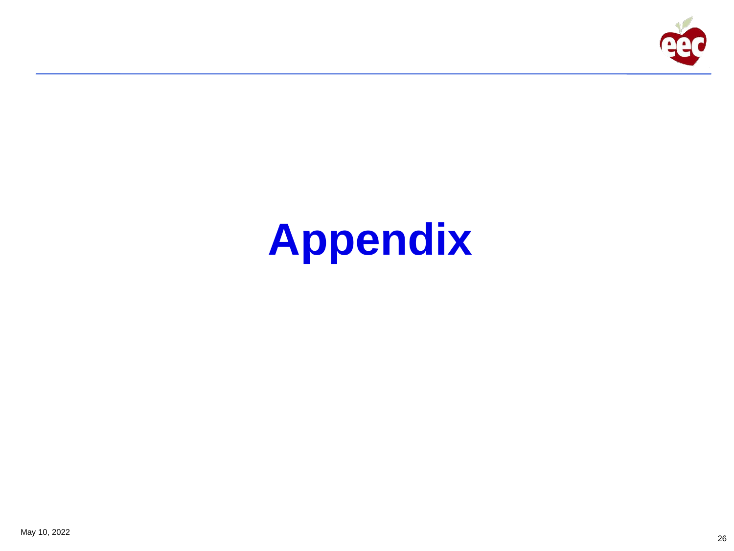# Appendix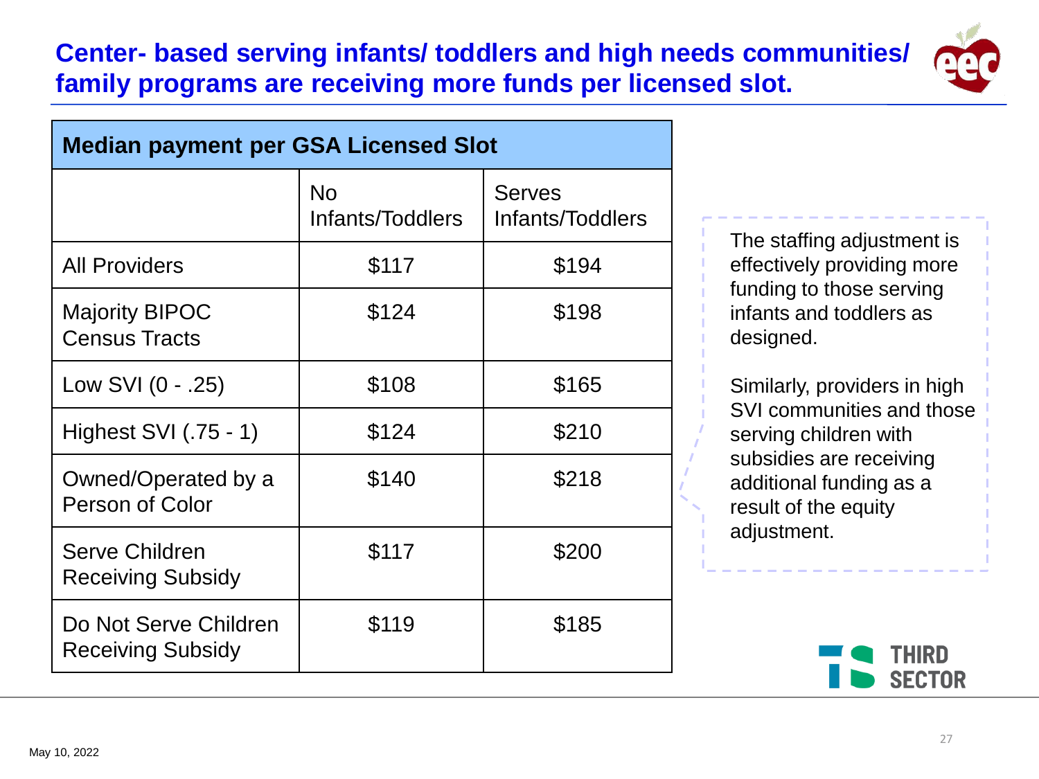# Center- based serving infants/ toddlers and high needs communities/ family programs are receiving more funds per licensed slot.

| Median payment per GSA Licensed Slot | | |
|---|---|---|
| | No Infants/Toddlers | Serves Infants/Toddlers |
| All Providers | $117 | $194 |
| Majority BIPOC Census Tracts | $124 | $198 |
| Low SVI (0 - .25) | $108 | $165 |
| Highest SVI (.75 - 1) | $124 | $210 |
| Owned/Operated by a Person of Color | $140 | $218 |
| Serve Children Receiving Subsidy | $117 | $200 |
| Do Not Serve Children Receiving Subsidy | $119 | $185 |

The staffing adjustment is effectively providing more funding to those serving infants and toddlers as designed.

Similarly, providers in high SVI communities and those serving children with subsidies are receiving additional funding as a result of the equity adjustment.

May 10, 2022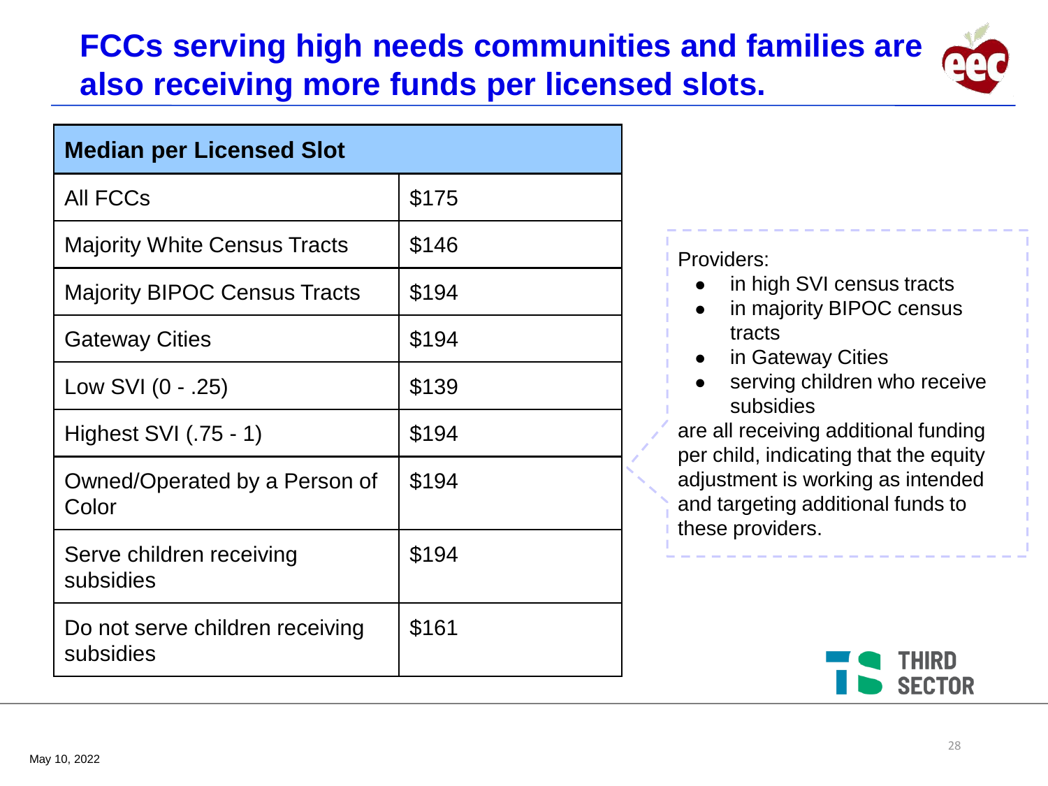# FCCs serving high needs communities and families are also receiving more funds per licensed slots.

| Median per Licensed Slot | |
|---|---|
| All FCCs | $175 |
| Majority White Census Tracts | $146 |
| Majority BIPOC Census Tracts | $194 |
| Gateway Cities | $194 |
| Low SVI (0 - .25) | $139 |
| Highest SVI (.75 - 1) | $194 |
| Owned/Operated by a Person of Color | $194 |
| Serve children receiving subsidies | $194 |
| Do not serve children receiving subsidies | $161 |

Providers:

- in high SVI census tracts
- in majority BIPOC census tracts
- in Gateway Cities
- serving children who receive subsidies

are all receiving additional funding per child, indicating that the equity adjustment is working as intended and targeting additional funds to these providers.

May 10, 2022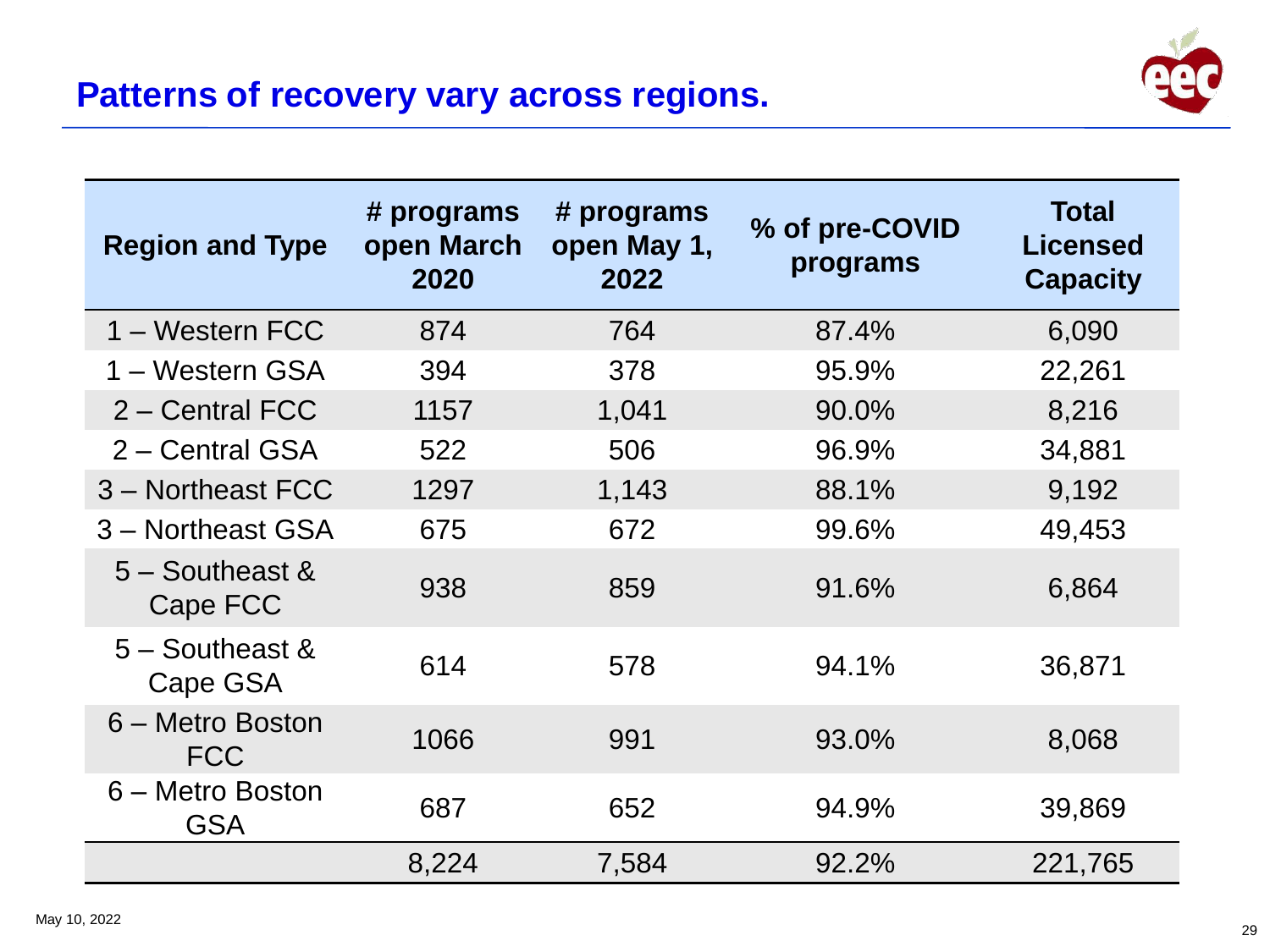# Patterns of recovery vary across regions.

| Region and Type | # programs open March 2020 | # programs open May 1, 2022 | % of pre-COVID programs | Total Licensed Capacity |
|---|---|---|---|---|
| 1 – Western FCC | 874 | 764 | 87.4% | 6,090 |
| 1 – Western GSA | 394 | 378 | 95.9% | 22,261 |
| 2 – Central FCC | 1157 | 1,041 | 90.0% | 8,216 |
| 2 – Central GSA | 522 | 506 | 96.9% | 34,881 |
| 3 – Northeast FCC | 1297 | 1,143 | 88.1% | 9,192 |
| 3 – Northeast GSA | 675 | 672 | 99.6% | 49,453 |
| 5 – Southeast & Cape FCC | 938 | 859 | 91.6% | 6,864 |
| 5 – Southeast & Cape GSA | 614 | 578 | 94.1% | 36,871 |
| 6 – Metro Boston FCC | 1066 | 991 | 93.0% | 8,068 |
| 6 – Metro Boston GSA | 687 | 652 | 94.9% | 39,869 |
| | 8,224 | 7,584 | 92.2% | 221,765 |

May 10, 2022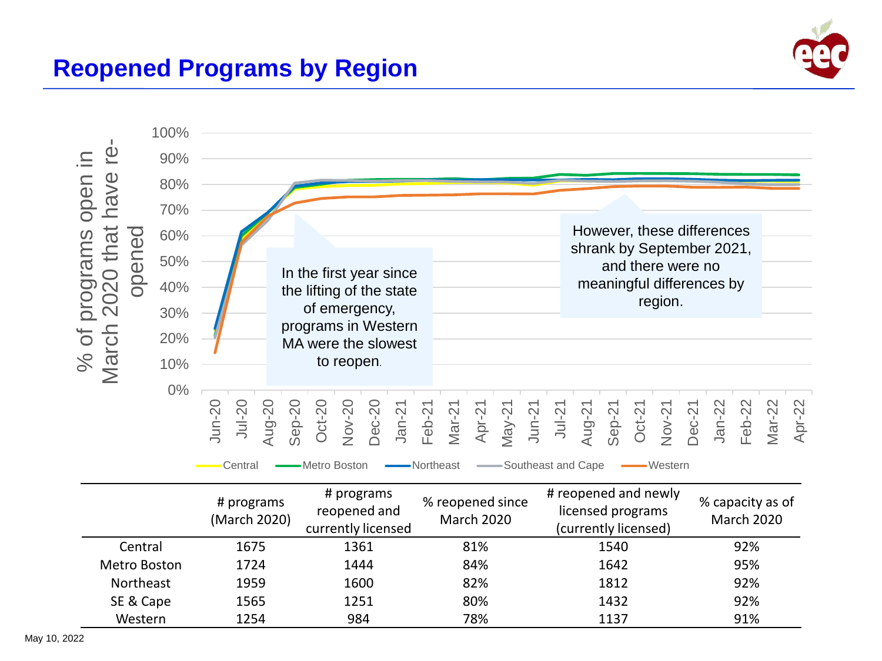# Reopened Programs by Region

% of programs open in March 2020 that have re-opened

In the first year since the lifting of the state of emergency, programs in Western MA were the slowest to reopen.

However, these differences shrank by September 2021, and there were no meaningful differences by region.

Central | Metro Boston | Northeast | Southeast and Cape | Western

| | # programs (March 2020) | # programs reopened and currently licensed | % reopened since March 2020 | # reopened and newly licensed programs (currently licensed) | % capacity as of March 2020 |
|---|---|---|---|---|---|
| Central | 1675 | 1361 | 81% | 1540 | 92% |
| Metro Boston | 1724 | 1444 | 84% | 1642 | 95% |
| Northeast | 1959 | 1600 | 82% | 1812 | 92% |
| SE & Cape | 1565 | 1251 | 80% | 1432 | 92% |
| Western | 1254 | 984 | 78% | 1137 | 91% |

May 10, 2022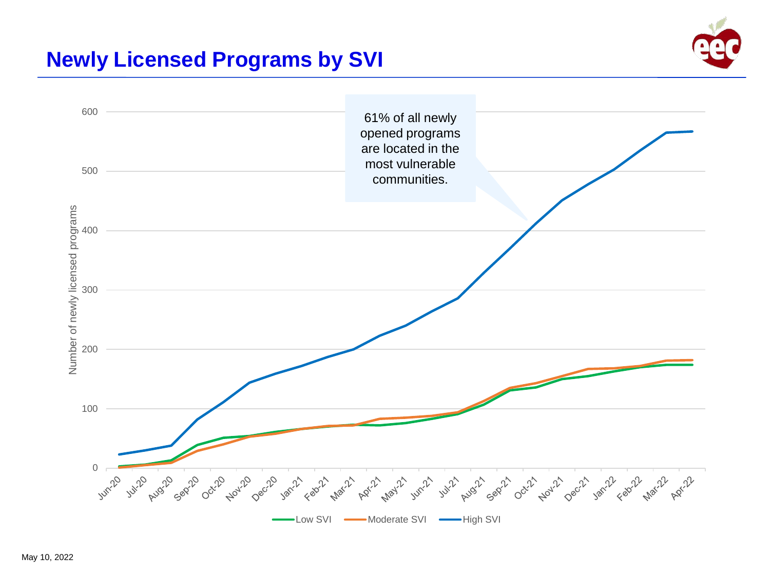# Newly Licensed Programs by SVI

61% of all newly opened programs are located in the most vulnerable communities.

Number of newly licensed programs

600
500
400
300
200
100
0

Jun-20 Jul-20 Aug-20 Sep-20 Oct-20 Nov-20 Dec-20 Jan-21 Feb-21 Mar-21 Apr-21 May-21 Jun-21 Jul-21 Aug-21 Sep-21 Oct-21 Nov-21 Dec-21 Jan-22 Feb-22 Mar-22 Apr-22

Low SVI — Moderate SVI — High SVI

May 10, 2022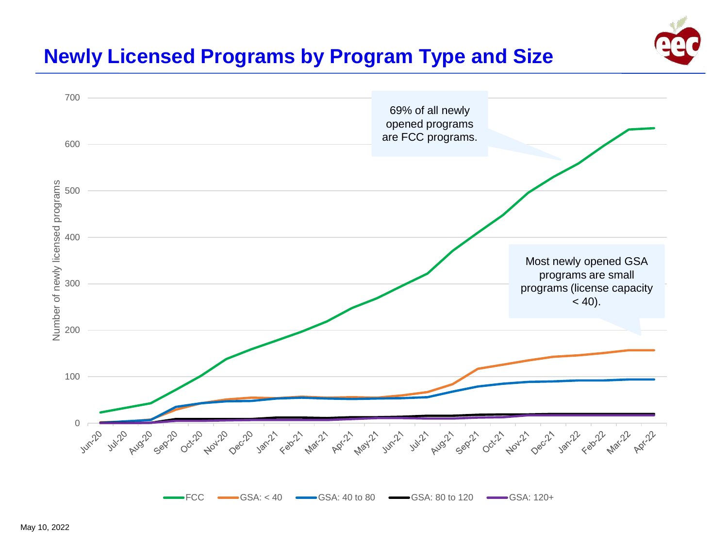# Newly Licensed Programs by Program Type and Size

69% of all newly opened programs are FCC programs.

Most newly opened GSA programs are small programs (license capacity < 40).

Number of newly licensed programs

700
600
500
400
300
200
100
0

Jun-20 Jul-20 Aug-20 Sep-20 Oct-20 Nov-20 Dec-20 Jan-21 Feb-21 Mar-21 Apr-21 May-21 Jun-21 Jul-21 Aug-21 Sep-21 Oct-21 Nov-21 Dec-21 Jan-22 Feb-22 Mar-22 Apr-22

FCC GSA: < 40 GSA: 40 to 80 GSA: 80 to 120 GSA: 120+

May 10, 2022